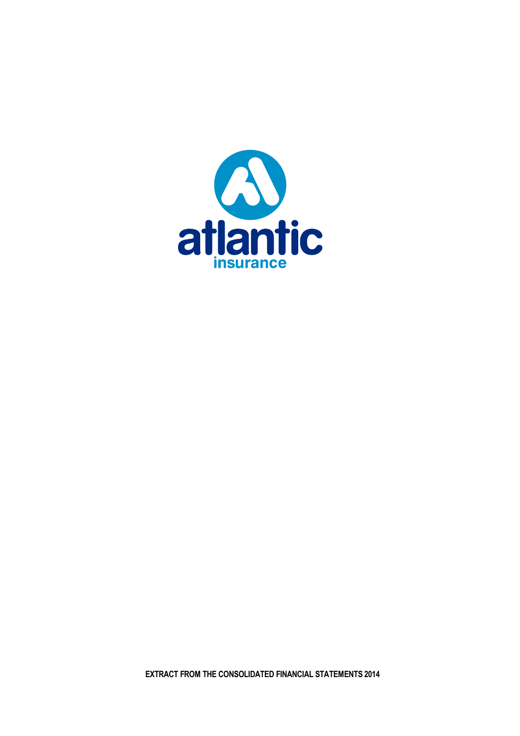atlantic

insurance

**EXTRACT FROM THE CONSOLIDATED FINANCIAL STATEMENTS 2014**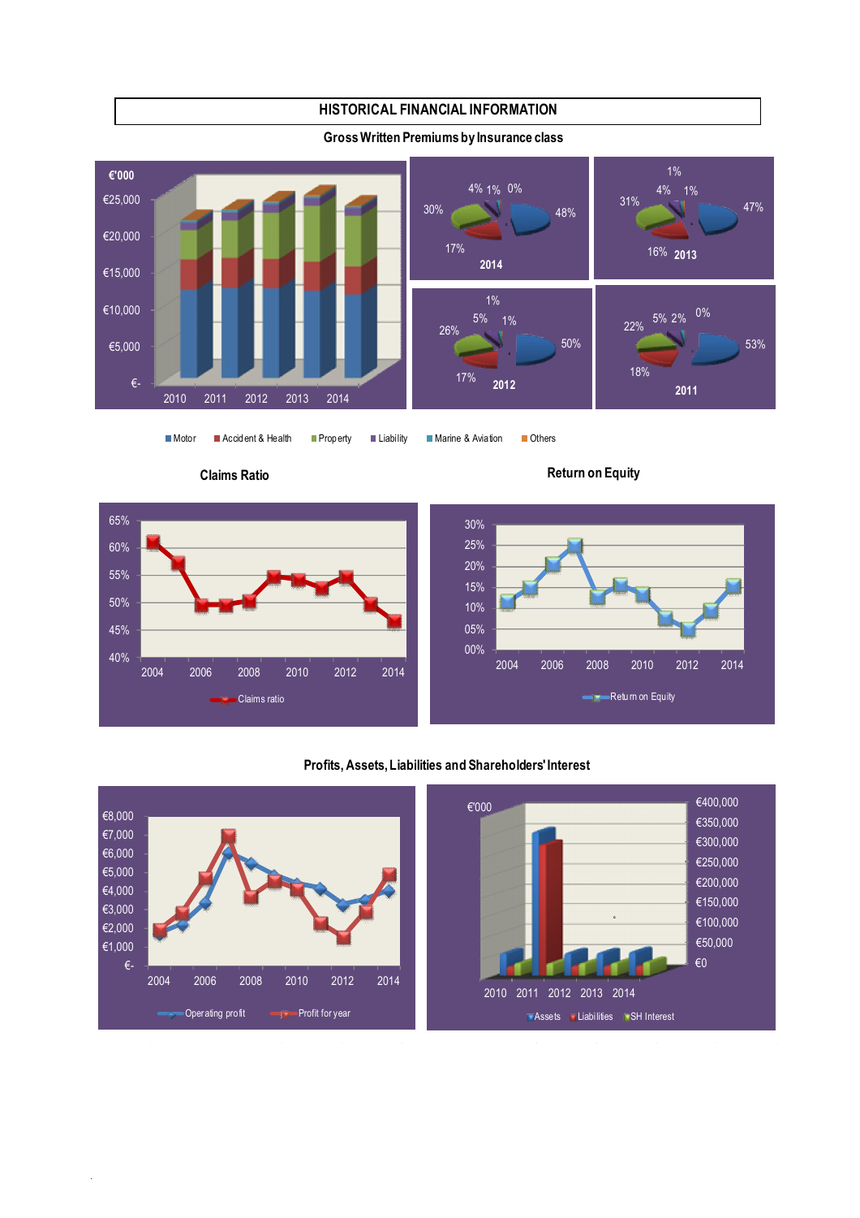# HISTORICAL FINANCIAL INFORMATION

## Gross Written Premiums by Insurance class

€'000

€25,000
€20,000
€15,000
€10,000
€5,000
€-

2010 2011 2012 2013 2014

| | Motor | Accident & Health | Property | Liability | Marine & Aviation | Others |
|---|---|---|---|---|---|---|
| 2014 | 48% | 17% | 30% | 4% | 1% | 0% |
| 2013 | 47% | 16% | 31% | 4% | 1% | 1% |
| 2012 | 50% | 17% | 26% | 5% | 1% | 1% |
| 2011 | 53% | 18% | 22% | 5% | 2% | 0% |

■ Motor ■ Accident & Health ■ Property ■ Liability ■ Marine & Aviation ■ Others

## Claims Ratio

65%
60%
55%
50%
45%
40%

2004 2006 2008 2010 2012 2014

Claims ratio

## Return on Equity

30%
25%
20%
15%
10%
05%
00%

2004 2006 2008 2010 2012 2014

Return on Equity

## Profits, Assets, Liabilities and Shareholders' Interest

€8,000
€7,000
€6,000
€5,000
€4,000
€3,000
€2,000
€1,000
€-

2004 2006 2008 2010 2012 2014

Operating profit   Profit for year

€'000

€400,000
€350,000
€300,000
€250,000
€200,000
€150,000
€100,000
€50,000
€0

2010 2011 2012 2013 2014

Assets   Liabilities   SH Interest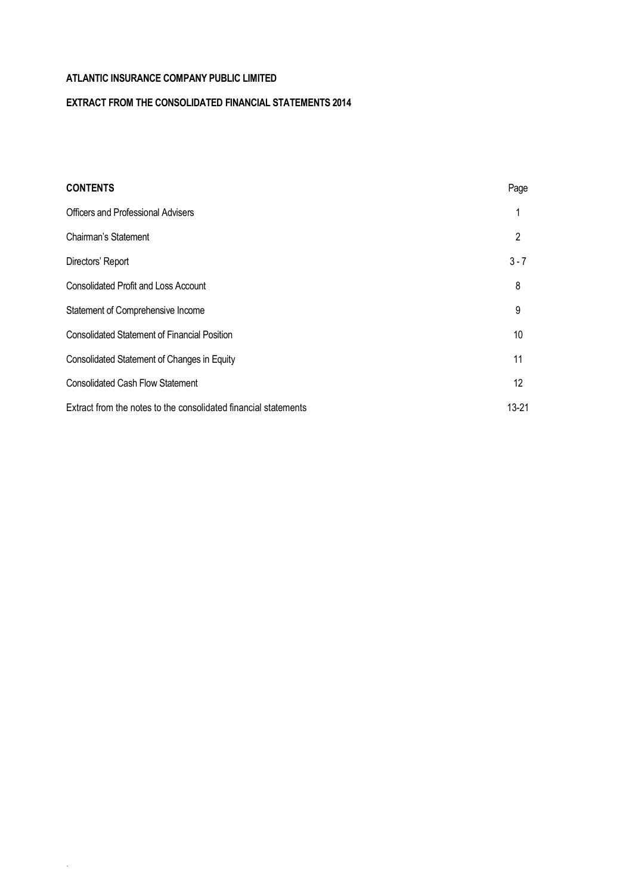**ATLANTIC INSURANCE COMPANY PUBLIC LIMITED**

**EXTRACT FROM THE CONSOLIDATED FINANCIAL STATEMENTS 2014**

| **CONTENTS** | Page |
|---|---|
| Officers and Professional Advisers | 1 |
| Chairman's Statement | 2 |
| Directors' Report | 3 - 7 |
| Consolidated Profit and Loss Account | 8 |
| Statement of Comprehensive Income | 9 |
| Consolidated Statement of Financial Position | 10 |
| Consolidated Statement of Changes in Equity | 11 |
| Consolidated Cash Flow Statement | 12 |
| Extract from the notes to the consolidated financial statements | 13-21 |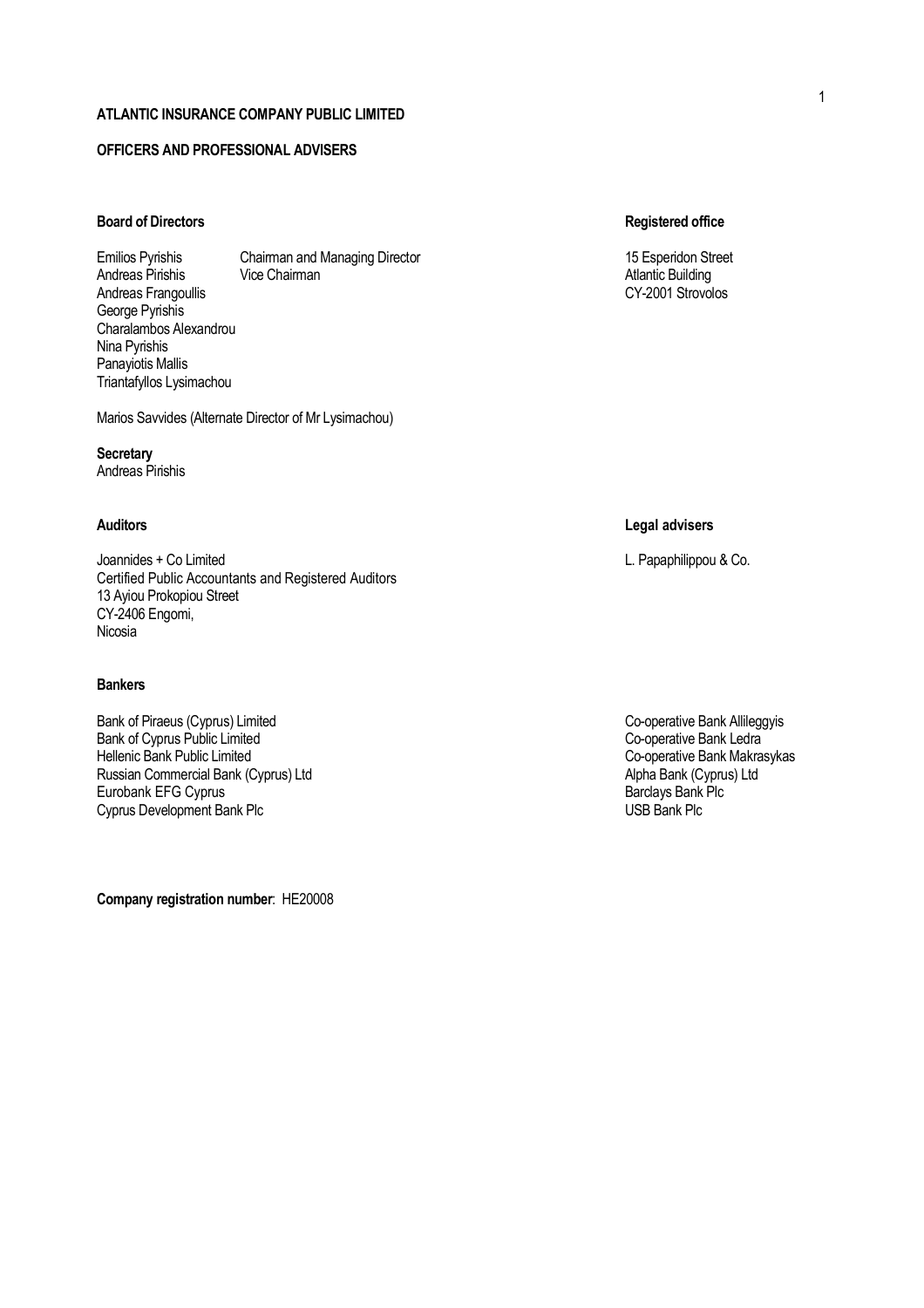**ATLANTIC INSURANCE COMPANY PUBLIC LIMITED**

**OFFICERS AND PROFESSIONAL ADVISERS**

**Board of Directors**

Emilios Pyrishis — Chairman and Managing Director
Andreas Pirishis — Vice Chairman
Andreas Frangoullis
George Pyrishis
Charalambos Alexandrou
Nina Pyrishis
Panayiotis Mallis
Triantafyllos Lysimachou

Marios Savvides (Alternate Director of Mr Lysimachou)

**Secretary**
Andreas Pirishis

**Registered office**

15 Esperidon Street
Atlantic Building
CY-2001 Strovolos

**Auditors**

Joannides + Co Limited
Certified Public Accountants and Registered Auditors
13 Ayiou Prokopiou Street
CY-2406 Engomi,
Nicosia

**Legal advisers**

L. Papaphilippou & Co.

**Bankers**

Bank of Piraeus (Cyprus) Limited
Bank of Cyprus Public Limited
Hellenic Bank Public Limited
Russian Commercial Bank (Cyprus) Ltd
Eurobank EFG Cyprus
Cyprus Development Bank Plc
Co-operative Bank Allileggyis
Co-operative Bank Ledra
Co-operative Bank Makrasykas
Alpha Bank (Cyprus) Ltd
Barclays Bank Plc
USB Bank Plc

**Company registration number**: HE20008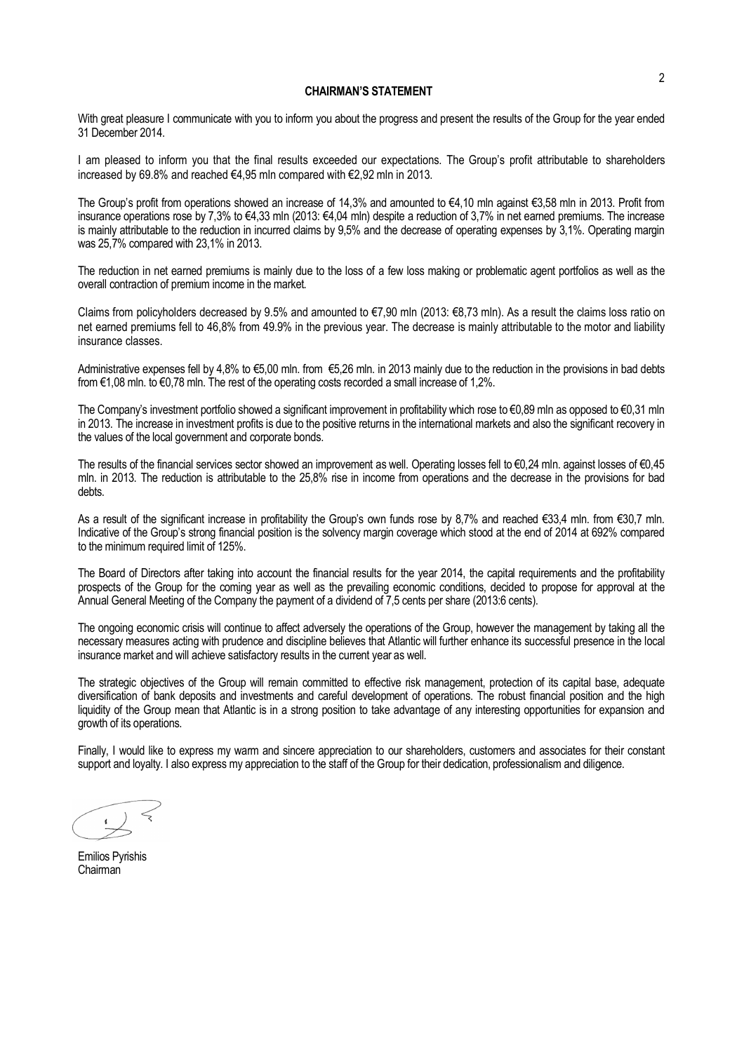# CHAIRMAN'S STATEMENT

With great pleasure I communicate with you to inform you about the progress and present the results of the Group for the year ended 31 December 2014.

I am pleased to inform you that the final results exceeded our expectations. The Group's profit attributable to shareholders increased by 69.8% and reached €4,95 mln compared with €2,92 mln in 2013.

The Group's profit from operations showed an increase of 14,3% and amounted to €4,10 mln against €3,58 mln in 2013. Profit from insurance operations rose by 7,3% to €4,33 mln (2013: €4,04 mln) despite a reduction of 3,7% in net earned premiums. The increase is mainly attributable to the reduction in incurred claims by 9,5% and the decrease of operating expenses by 3,1%. Operating margin was 25,7% compared with 23,1% in 2013.

The reduction in net earned premiums is mainly due to the loss of a few loss making or problematic agent portfolios as well as the overall contraction of premium income in the market.

Claims from policyholders decreased by 9.5% and amounted to €7,90 mln (2013: €8,73 mln). As a result the claims loss ratio on net earned premiums fell to 46,8% from 49.9% in the previous year. The decrease is mainly attributable to the motor and liability insurance classes.

Administrative expenses fell by 4,8% to €5,00 mln. from €5,26 mln. in 2013 mainly due to the reduction in the provisions in bad debts from €1,08 mln. to €0,78 mln. The rest of the operating costs recorded a small increase of 1,2%.

The Company's investment portfolio showed a significant improvement in profitability which rose to €0,89 mln as opposed to €0,31 mln in 2013. The increase in investment profits is due to the positive returns in the international markets and also the significant recovery in the values of the local government and corporate bonds.

The results of the financial services sector showed an improvement as well. Operating losses fell to €0,24 mln. against losses of €0,45 mln. in 2013. The reduction is attributable to the 25,8% rise in income from operations and the decrease in the provisions for bad debts.

As a result of the significant increase in profitability the Group's own funds rose by 8,7% and reached €33,4 mln. from €30,7 mln. Indicative of the Group's strong financial position is the solvency margin coverage which stood at the end of 2014 at 692% compared to the minimum required limit of 125%.

The Board of Directors after taking into account the financial results for the year 2014, the capital requirements and the profitability prospects of the Group for the coming year as well as the prevailing economic conditions, decided to propose for approval at the Annual General Meeting of the Company the payment of a dividend of 7,5 cents per share (2013:6 cents).

The ongoing economic crisis will continue to affect adversely the operations of the Group, however the management by taking all the necessary measures acting with prudence and discipline believes that Atlantic will further enhance its successful presence in the local insurance market and will achieve satisfactory results in the current year as well.

The strategic objectives of the Group will remain committed to effective risk management, protection of its capital base, adequate diversification of bank deposits and investments and careful development of operations. The robust financial position and the high liquidity of the Group mean that Atlantic is in a strong position to take advantage of any interesting opportunities for expansion and growth of its operations.

Finally, I would like to express my warm and sincere appreciation to our shareholders, customers and associates for their constant support and loyalty. I also express my appreciation to the staff of the Group for their dedication, professionalism and diligence.

Emilios Pyrishis
Chairman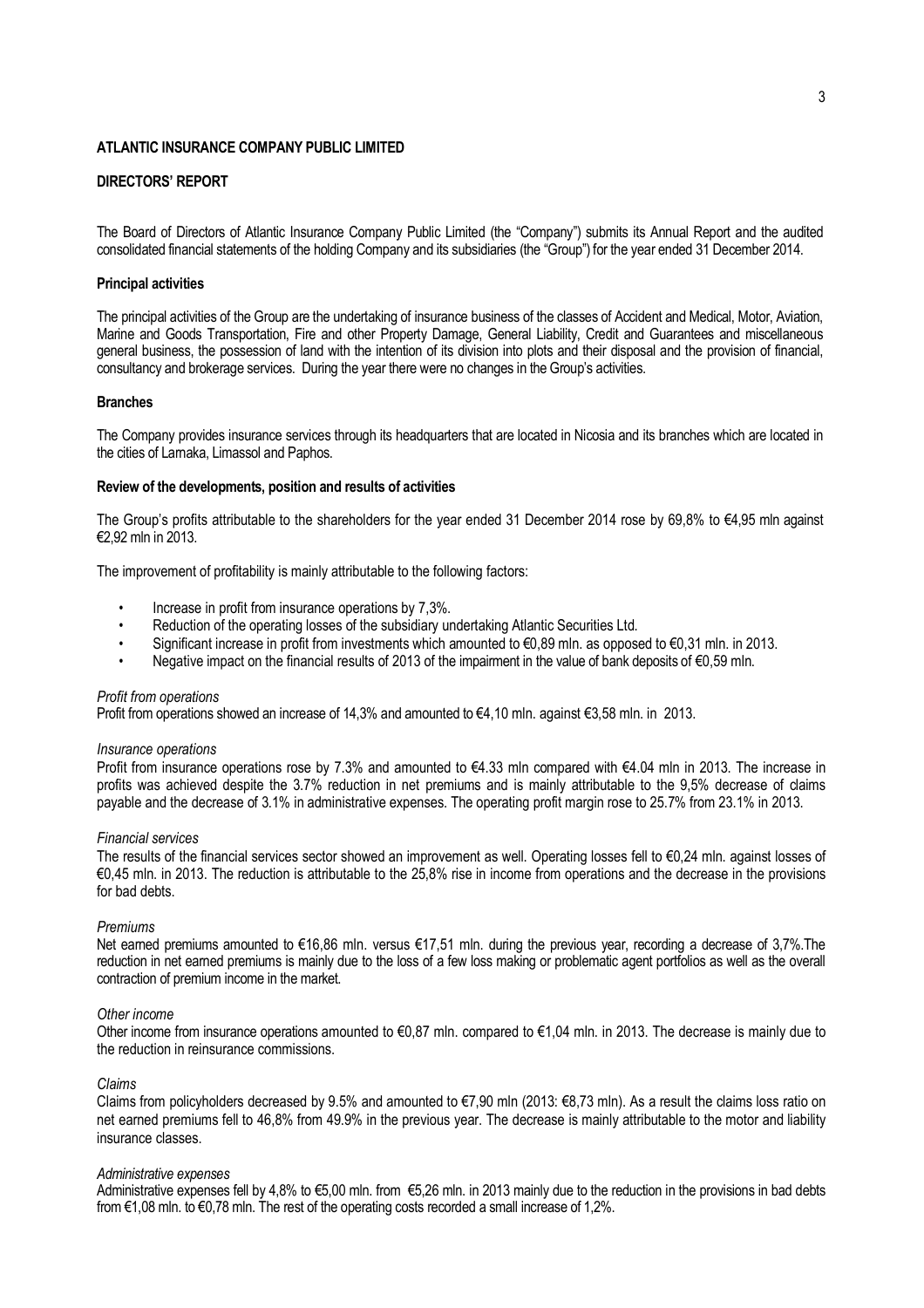**ATLANTIC INSURANCE COMPANY PUBLIC LIMITED**

**DIRECTORS' REPORT**

The Board of Directors of Atlantic Insurance Company Public Limited (the "Company") submits its Annual Report and the audited consolidated financial statements of the holding Company and its subsidiaries (the "Group") for the year ended 31 December 2014.

**Principal activities**

The principal activities of the Group are the undertaking of insurance business of the classes of Accident and Medical, Motor, Aviation, Marine and Goods Transportation, Fire and other Property Damage, General Liability, Credit and Guarantees and miscellaneous general business, the possession of land with the intention of its division into plots and their disposal and the provision of financial, consultancy and brokerage services. During the year there were no changes in the Group's activities.

**Branches**

The Company provides insurance services through its headquarters that are located in Nicosia and its branches which are located in the cities of Larnaka, Limassol and Paphos.

**Review of the developments, position and results of activities**

The Group's profits attributable to the shareholders for the year ended 31 December 2014 rose by 69,8% to €4,95 mln against €2,92 mln in 2013.

The improvement of profitability is mainly attributable to the following factors:

- Increase in profit from insurance operations by 7,3%.
- Reduction of the operating losses of the subsidiary undertaking Atlantic Securities Ltd.
- Significant increase in profit from investments which amounted to €0,89 mln. as opposed to €0,31 mln. in 2013.
- Negative impact on the financial results of 2013 of the impairment in the value of bank deposits of €0,59 mln.

*Profit from operations*
Profit from operations showed an increase of 14,3% and amounted to €4,10 mln. against €3,58 mln. in 2013.

*Insurance operations*
Profit from insurance operations rose by 7.3% and amounted to €4.33 mln compared with €4.04 mln in 2013. The increase in profits was achieved despite the 3.7% reduction in net premiums and is mainly attributable to the 9,5% decrease of claims payable and the decrease of 3.1% in administrative expenses. The operating profit margin rose to 25.7% from 23.1% in 2013.

*Financial services*
The results of the financial services sector showed an improvement as well. Operating losses fell to €0,24 mln. against losses of €0,45 mln. in 2013. The reduction is attributable to the 25,8% rise in income from operations and the decrease in the provisions for bad debts.

*Premiums*
Net earned premiums amounted to €16,86 mln. versus €17,51 mln. during the previous year, recording a decrease of 3,7%.The reduction in net earned premiums is mainly due to the loss of a few loss making or problematic agent portfolios as well as the overall contraction of premium income in the market.

*Other income*
Other income from insurance operations amounted to €0,87 mln. compared to €1,04 mln. in 2013. The decrease is mainly due to the reduction in reinsurance commissions.

*Claims*
Claims from policyholders decreased by 9.5% and amounted to €7,90 mln (2013: €8,73 mln). As a result the claims loss ratio on net earned premiums fell to 46,8% from 49.9% in the previous year. The decrease is mainly attributable to the motor and liability insurance classes.

*Administrative expenses*
Administrative expenses fell by 4,8% to €5,00 mln. from €5,26 mln. in 2013 mainly due to the reduction in the provisions in bad debts from €1,08 mln. to €0,78 mln. The rest of the operating costs recorded a small increase of 1,2%.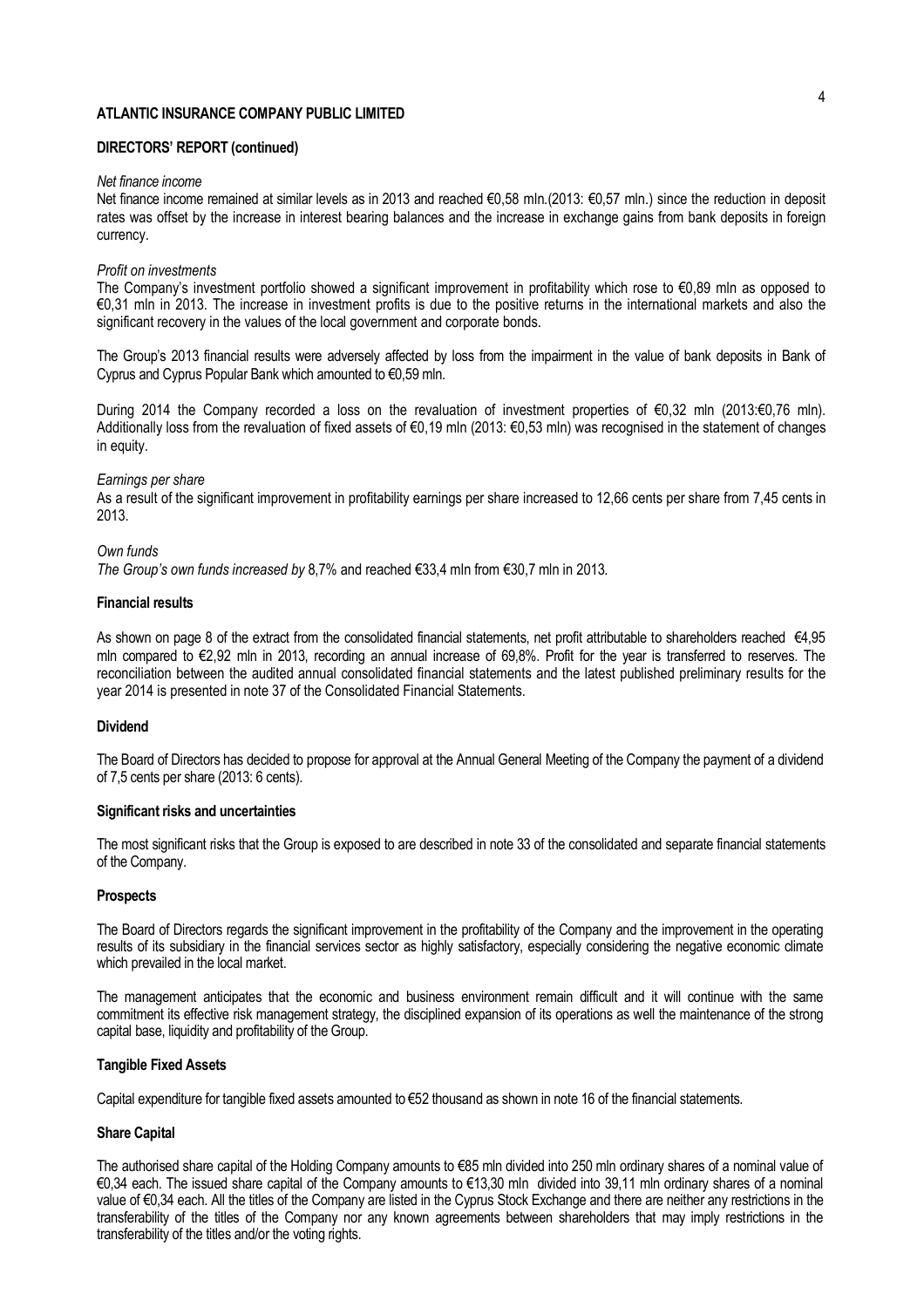**ATLANTIC INSURANCE COMPANY PUBLIC LIMITED**

**DIRECTORS' REPORT (continued)**

*Net finance income*

Net finance income remained at similar levels as in 2013 and reached €0,58 mln.(2013: €0,57 mln.) since the reduction in deposit rates was offset by the increase in interest bearing balances and the increase in exchange gains from bank deposits in foreign currency.

*Profit on investments*

The Company's investment portfolio showed a significant improvement in profitability which rose to €0,89 mln as opposed to €0,31 mln in 2013. The increase in investment profits is due to the positive returns in the international markets and also the significant recovery in the values of the local government and corporate bonds.

The Group's 2013 financial results were adversely affected by loss from the impairment in the value of bank deposits in Bank of Cyprus and Cyprus Popular Bank which amounted to €0,59 mln.

During 2014 the Company recorded a loss on the revaluation of investment properties of €0,32 mln (2013:€0,76 mln). Additionally loss from the revaluation of fixed assets of €0,19 mln (2013: €0,53 mln) was recognised in the statement of changes in equity.

*Earnings per share*

As a result of the significant improvement in profitability earnings per share increased to 12,66 cents per share from 7,45 cents in 2013.

*Own funds*

*The Group's own funds increased by* 8,7% and reached €33,4 mln from €30,7 mln in 2013.

**Financial results**

As shown on page 8 of the extract from the consolidated financial statements, net profit attributable to shareholders reached €4,95 mln compared to €2,92 mln in 2013, recording an annual increase of 69,8%. Profit for the year is transferred to reserves. The reconciliation between the audited annual consolidated financial statements and the latest published preliminary results for the year 2014 is presented in note 37 of the Consolidated Financial Statements.

**Dividend**

The Board of Directors has decided to propose for approval at the Annual General Meeting of the Company the payment of a dividend of 7,5 cents per share (2013: 6 cents).

**Significant risks and uncertainties**

The most significant risks that the Group is exposed to are described in note 33 of the consolidated and separate financial statements of the Company.

**Prospects**

The Board of Directors regards the significant improvement in the profitability of the Company and the improvement in the operating results of its subsidiary in the financial services sector as highly satisfactory, especially considering the negative economic climate which prevailed in the local market.

The management anticipates that the economic and business environment remain difficult and it will continue with the same commitment its effective risk management strategy, the disciplined expansion of its operations as well the maintenance of the strong capital base, liquidity and profitability of the Group.

**Tangible Fixed Assets**

Capital expenditure for tangible fixed assets amounted to €52 thousand as shown in note 16 of the financial statements.

**Share Capital**

The authorised share capital of the Holding Company amounts to €85 mln divided into 250 mln ordinary shares of a nominal value of €0,34 each. The issued share capital of the Company amounts to €13,30 mln divided into 39,11 mln ordinary shares of a nominal value of €0,34 each. All the titles of the Company are listed in the Cyprus Stock Exchange and there are neither any restrictions in the transferability of the titles of the Company nor any known agreements between shareholders that may imply restrictions in the transferability of the titles and/or the voting rights.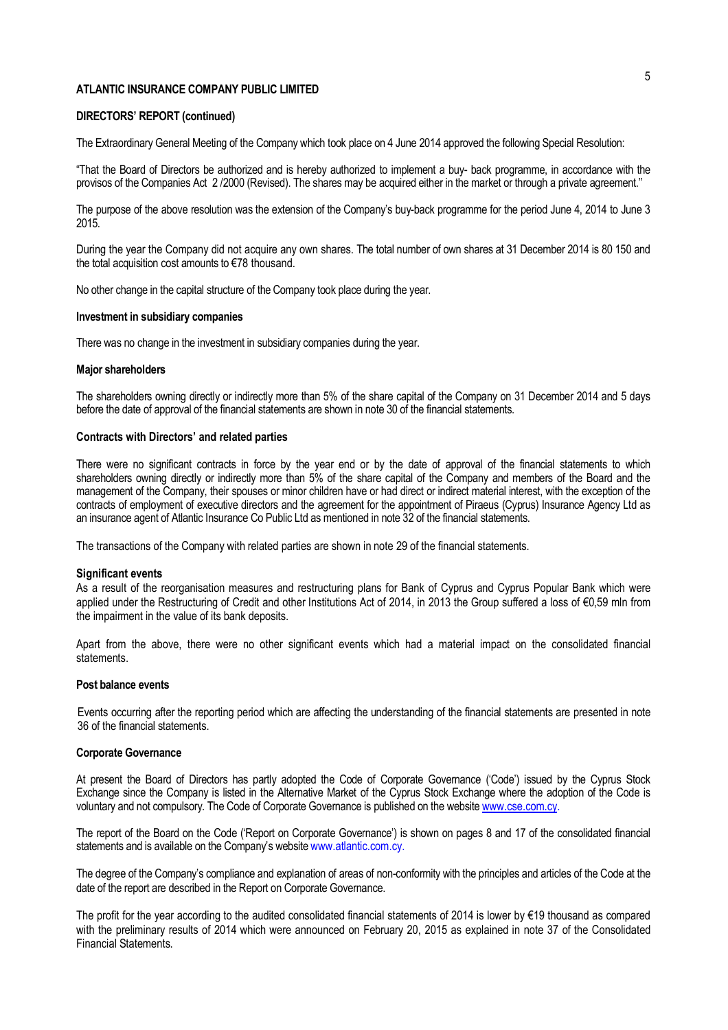**ATLANTIC INSURANCE COMPANY PUBLIC LIMITED**

**DIRECTORS' REPORT (continued)**

The Extraordinary General Meeting of the Company which took place on 4 June 2014 approved the following Special Resolution:

"That the Board of Directors be authorized and is hereby authorized to implement a buy- back programme, in accordance with the provisos of the Companies Act 2 /2000 (Revised). The shares may be acquired either in the market or through a private agreement.''

The purpose of the above resolution was the extension of the Company's buy-back programme for the period June 4, 2014 to June 3 2015.

During the year the Company did not acquire any own shares. The total number of own shares at 31 December 2014 is 80 150 and the total acquisition cost amounts to €78 thousand.

No other change in the capital structure of the Company took place during the year.

**Investment in subsidiary companies**

There was no change in the investment in subsidiary companies during the year.

**Major shareholders**

The shareholders owning directly or indirectly more than 5% of the share capital of the Company on 31 December 2014 and 5 days before the date of approval of the financial statements are shown in note 30 of the financial statements.

**Contracts with Directors' and related parties**

There were no significant contracts in force by the year end or by the date of approval of the financial statements to which shareholders owning directly or indirectly more than 5% of the share capital of the Company and members of the Board and the management of the Company, their spouses or minor children have or had direct or indirect material interest, with the exception of the contracts of employment of executive directors and the agreement for the appointment of Piraeus (Cyprus) Insurance Agency Ltd as an insurance agent of Atlantic Insurance Co Public Ltd as mentioned in note 32 of the financial statements.

The transactions of the Company with related parties are shown in note 29 of the financial statements.

**Significant events**

As a result of the reorganisation measures and restructuring plans for Bank of Cyprus and Cyprus Popular Bank which were applied under the Restructuring of Credit and other Institutions Act of 2014, in 2013 the Group suffered a loss of €0,59 mln from the impairment in the value of its bank deposits.

Apart from the above, there were no other significant events which had a material impact on the consolidated financial statements.

**Post balance events**

Events occurring after the reporting period which are affecting the understanding of the financial statements are presented in note 36 of the financial statements.

**Corporate Governance**

At present the Board of Directors has partly adopted the Code of Corporate Governance ('Code') issued by the Cyprus Stock Exchange since the Company is listed in the Alternative Market of the Cyprus Stock Exchange where the adoption of the Code is voluntary and not compulsory. The Code of Corporate Governance is published on the website www.cse.com.cy.

The report of the Board on the Code ('Report on Corporate Governance') is shown on pages 8 and 17 of the consolidated financial statements and is available on the Company's website www.atlantic.com.cy.

The degree of the Company's compliance and explanation of areas of non-conformity with the principles and articles of the Code at the date of the report are described in the Report on Corporate Governance.

The profit for the year according to the audited consolidated financial statements of 2014 is lower by €19 thousand as compared with the preliminary results of 2014 which were announced on February 20, 2015 as explained in note 37 of the Consolidated Financial Statements.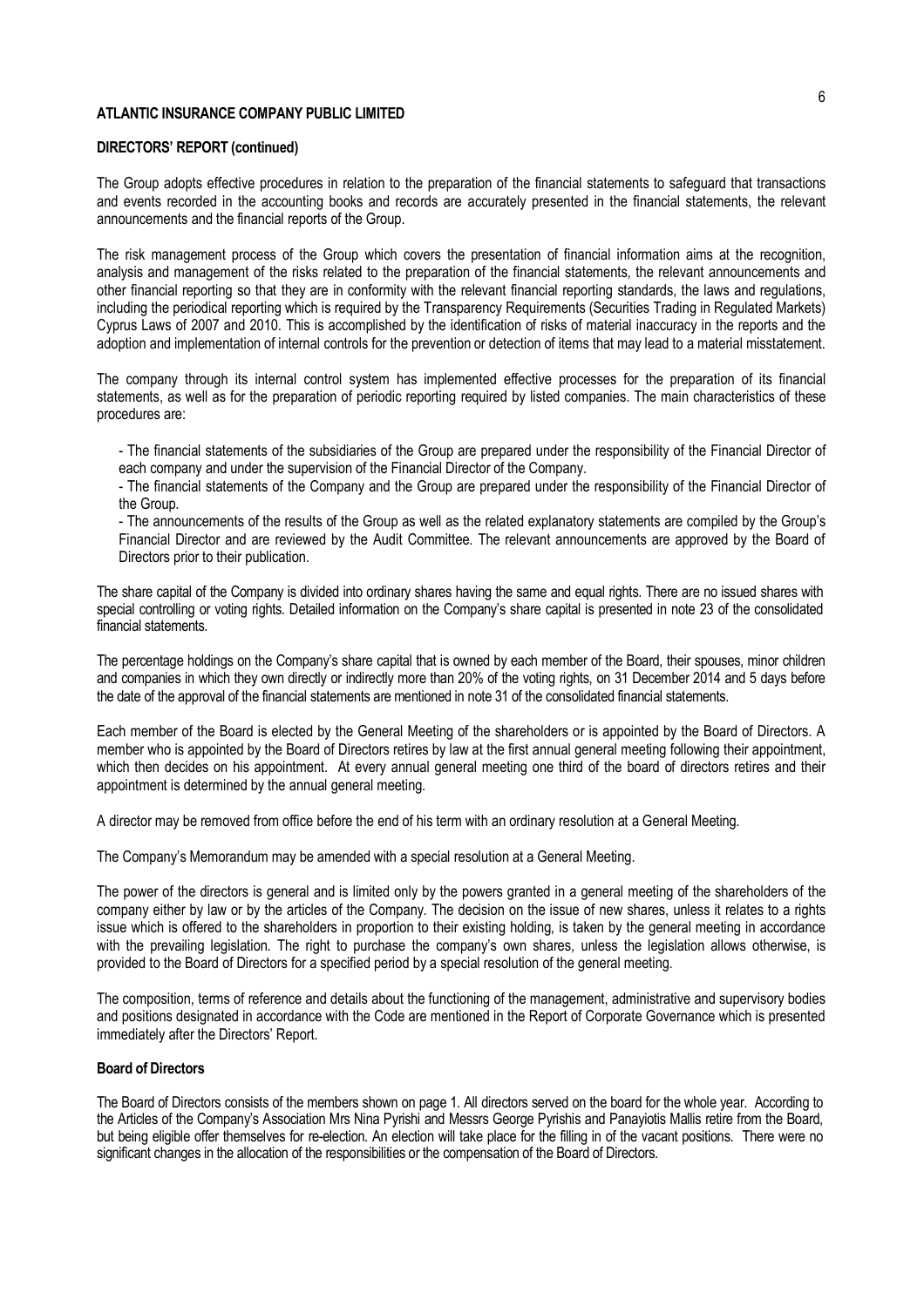**DIRECTORS' REPORT (continued)**

The Group adopts effective procedures in relation to the preparation of the financial statements to safeguard that transactions and events recorded in the accounting books and records are accurately presented in the financial statements, the relevant announcements and the financial reports of the Group.

The risk management process of the Group which covers the presentation of financial information aims at the recognition, analysis and management of the risks related to the preparation of the financial statements, the relevant announcements and other financial reporting so that they are in conformity with the relevant financial reporting standards, the laws and regulations, including the periodical reporting which is required by the Transparency Requirements (Securities Trading in Regulated Markets) Cyprus Laws of 2007 and 2010. This is accomplished by the identification of risks of material inaccuracy in the reports and the adoption and implementation of internal controls for the prevention or detection of items that may lead to a material misstatement.

The company through its internal control system has implemented effective processes for the preparation of its financial statements, as well as for the preparation of periodic reporting required by listed companies. The main characteristics of these procedures are:

- The financial statements of the subsidiaries of the Group are prepared under the responsibility of the Financial Director of each company and under the supervision of the Financial Director of the Company.
- The financial statements of the Company and the Group are prepared under the responsibility of the Financial Director of the Group.
- The announcements of the results of the Group as well as the related explanatory statements are compiled by the Group's Financial Director and are reviewed by the Audit Committee. The relevant announcements are approved by the Board of Directors prior to their publication.

The share capital of the Company is divided into ordinary shares having the same and equal rights. There are no issued shares with special controlling or voting rights. Detailed information on the Company's share capital is presented in note 23 of the consolidated financial statements.

The percentage holdings on the Company's share capital that is owned by each member of the Board, their spouses, minor children and companies in which they own directly or indirectly more than 20% of the voting rights, on 31 December 2014 and 5 days before the date of the approval of the financial statements are mentioned in note 31 of the consolidated financial statements.

Each member of the Board is elected by the General Meeting of the shareholders or is appointed by the Board of Directors. A member who is appointed by the Board of Directors retires by law at the first annual general meeting following their appointment, which then decides on his appointment. At every annual general meeting one third of the board of directors retires and their appointment is determined by the annual general meeting.

A director may be removed from office before the end of his term with an ordinary resolution at a General Meeting.

The Company's Memorandum may be amended with a special resolution at a General Meeting.

The power of the directors is general and is limited only by the powers granted in a general meeting of the shareholders of the company either by law or by the articles of the Company. The decision on the issue of new shares, unless it relates to a rights issue which is offered to the shareholders in proportion to their existing holding, is taken by the general meeting in accordance with the prevailing legislation. The right to purchase the company's own shares, unless the legislation allows otherwise, is provided to the Board of Directors for a specified period by a special resolution of the general meeting.

The composition, terms of reference and details about the functioning of the management, administrative and supervisory bodies and positions designated in accordance with the Code are mentioned in the Report of Corporate Governance which is presented immediately after the Directors' Report.

**Board of Directors**

The Board of Directors consists of the members shown on page 1. All directors served on the board for the whole year. According to the Articles of the Company's Association Mrs Nina Pyrishi and Messrs George Pyrishis and Panayiotis Mallis retire from the Board, but being eligible offer themselves for re-election. An election will take place for the filling in of the vacant positions. There were no significant changes in the allocation of the responsibilities or the compensation of the Board of Directors.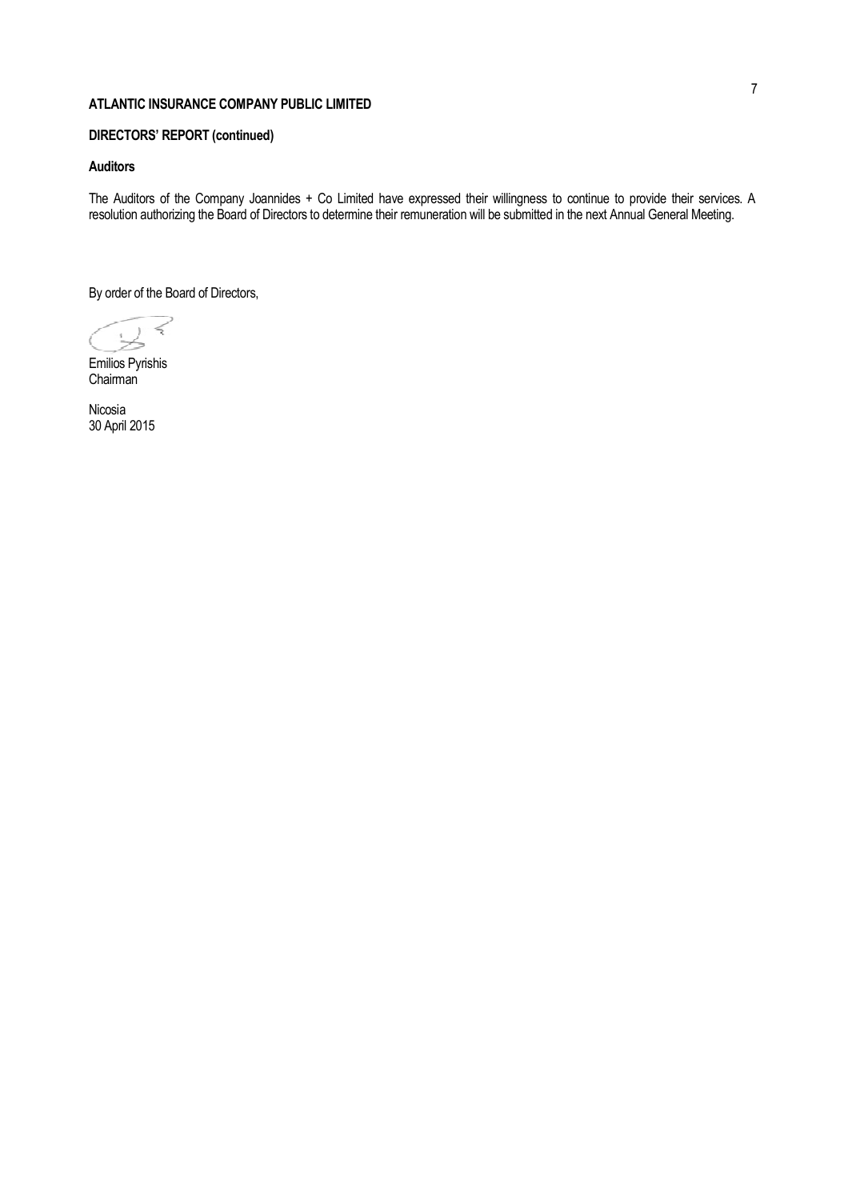**ATLANTIC INSURANCE COMPANY PUBLIC LIMITED**

**DIRECTORS' REPORT (continued)**

**Auditors**

The Auditors of the Company Joannides + Co Limited have expressed their willingness to continue to provide their services. A resolution authorizing the Board of Directors to determine their remuneration will be submitted in the next Annual General Meeting.

By order of the Board of Directors,

Emilios Pyrishis
Chairman

Nicosia
30 April 2015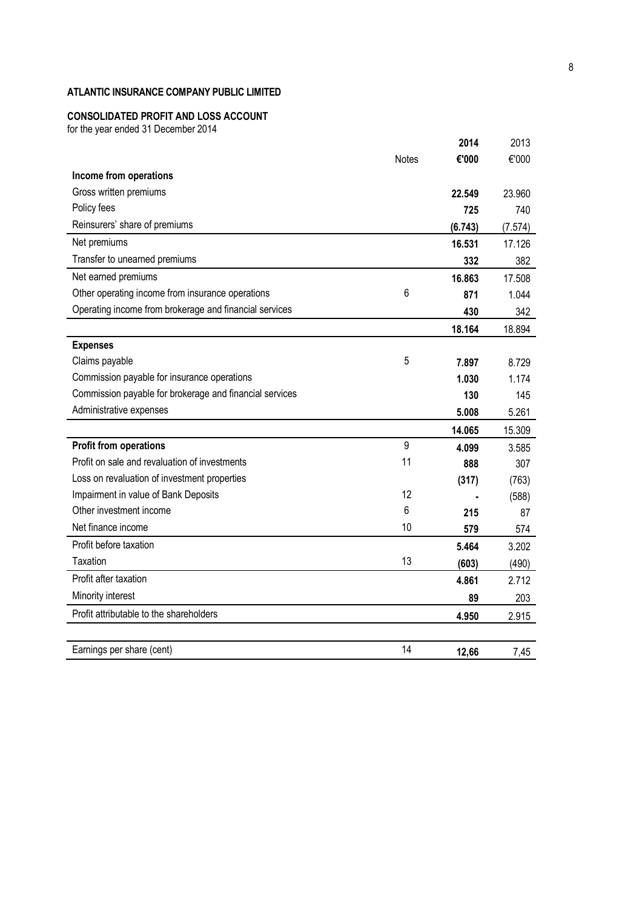**ATLANTIC INSURANCE COMPANY PUBLIC LIMITED**

**CONSOLIDATED PROFIT AND LOSS ACCOUNT**
for the year ended 31 December 2014

| | Notes | **2014** | 2013 |
|---|---|---|---|
| | | **€'000** | €'000 |
| **Income from operations** | | | |
| Gross written premiums | | **22.549** | 23.960 |
| Policy fees | | **725** | 740 |
| Reinsurers' share of premiums | | **(6.743)** | (7.574) |
| Net premiums | | **16.531** | 17.126 |
| Transfer to unearned premiums | | **332** | 382 |
| Net earned premiums | | **16.863** | 17.508 |
| Other operating income from insurance operations | 6 | **871** | 1.044 |
| Operating income from brokerage and financial services | | **430** | 342 |
| | | **18.164** | 18.894 |
| **Expenses** | | | |
| Claims payable | 5 | **7.897** | 8.729 |
| Commission payable for insurance operations | | **1.030** | 1.174 |
| Commission payable for brokerage and financial services | | **130** | 145 |
| Administrative expenses | | **5.008** | 5.261 |
| | | **14.065** | 15.309 |
| **Profit from operations** | 9 | **4.099** | 3.585 |
| Profit on sale and revaluation of investments | 11 | **888** | 307 |
| Loss on revaluation of investment properties | | **(317)** | (763) |
| Impairment in value of Bank Deposits | 12 | **-** | (588) |
| Other investment income | 6 | **215** | 87 |
| Net finance income | 10 | **579** | 574 |
| Profit before taxation | | **5.464** | 3.202 |
| Taxation | 13 | **(603)** | (490) |
| Profit after taxation | | **4.861** | 2.712 |
| Minority interest | | **89** | 203 |
| Profit attributable to the shareholders | | **4.950** | 2.915 |
| | | | |
| Earnings per share (cent) | 14 | **12,66** | 7,45 |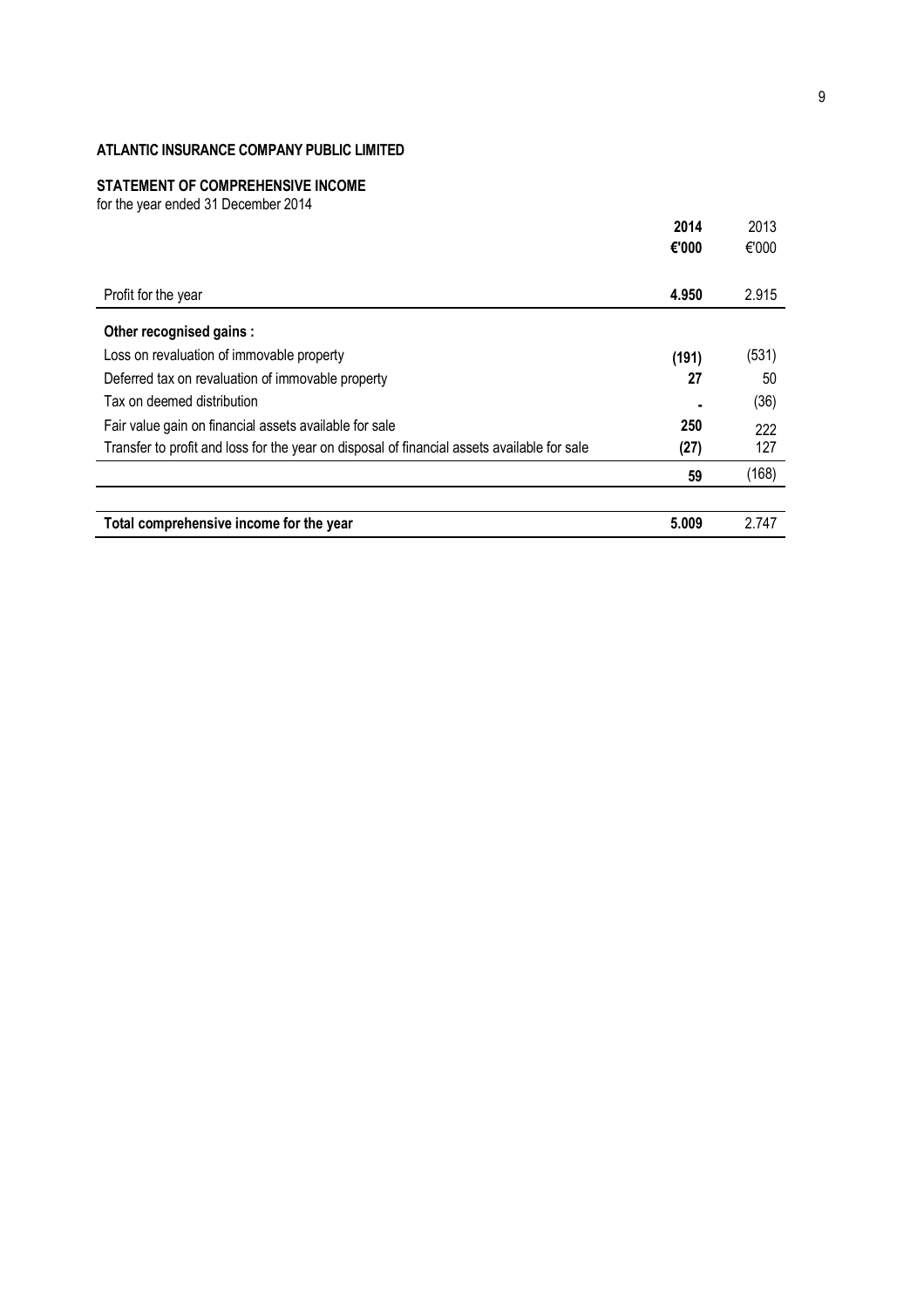**ATLANTIC INSURANCE COMPANY PUBLIC LIMITED**

**STATEMENT OF COMPREHENSIVE INCOME**

for the year ended 31 December 2014

| | **2014** | 2013 |
|---|---|---|
| | **€'000** | €'000 |
| Profit for the year | **4.950** | 2.915 |
| **Other recognised gains :** | | |
| Loss on revaluation of immovable property | **(191)** | (531) |
| Deferred tax on revaluation of immovable property | **27** | 50 |
| Tax on deemed distribution | **-** | (36) |
| Fair value gain on financial assets available for sale | **250** | 222 |
| Transfer to profit and loss for the year on disposal of financial assets available for sale | **(27)** | 127 |
| | **59** | (168) |
| **Total comprehensive income for the year** | **5.009** | 2.747 |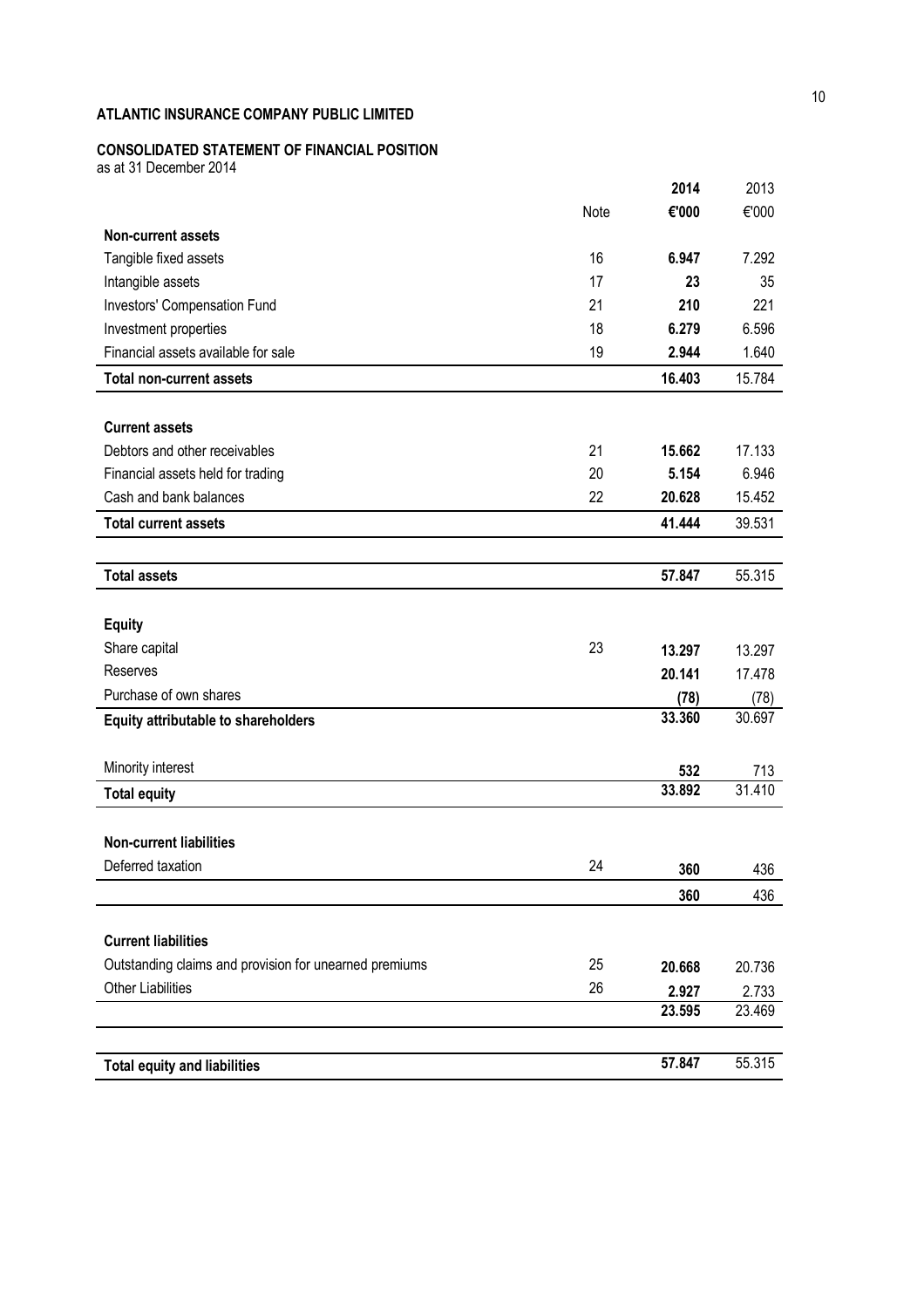**ATLANTIC INSURANCE COMPANY PUBLIC LIMITED**

**CONSOLIDATED STATEMENT OF FINANCIAL POSITION**
as at 31 December 2014

| | Note | **2014** | 2013 |
|---|---|---|---|
| | | **€'000** | €'000 |
| **Non-current assets** | | | |
| Tangible fixed assets | 16 | **6.947** | 7.292 |
| Intangible assets | 17 | **23** | 35 |
| Investors' Compensation Fund | 21 | **210** | 221 |
| Investment properties | 18 | **6.279** | 6.596 |
| Financial assets available for sale | 19 | **2.944** | 1.640 |
| **Total non-current assets** | | **16.403** | 15.784 |
| **Current assets** | | | |
| Debtors and other receivables | 21 | **15.662** | 17.133 |
| Financial assets held for trading | 20 | **5.154** | 6.946 |
| Cash and bank balances | 22 | **20.628** | 15.452 |
| **Total current assets** | | **41.444** | 39.531 |
| **Total assets** | | **57.847** | 55.315 |
| **Equity** | | | |
| Share capital | 23 | **13.297** | 13.297 |
| Reserves | | **20.141** | 17.478 |
| Purchase of own shares | | **(78)** | (78) |
| **Equity attributable to shareholders** | | **33.360** | 30.697 |
| Minority interest | | **532** | 713 |
| **Total equity** | | **33.892** | 31.410 |
| **Non-current liabilities** | | | |
| Deferred taxation | 24 | **360** | 436 |
| | | **360** | 436 |
| **Current liabilities** | | | |
| Outstanding claims and provision for unearned premiums | 25 | **20.668** | 20.736 |
| Other Liabilities | 26 | **2.927** | 2.733 |
| | | **23.595** | 23.469 |
| **Total equity and liabilities** | | **57.847** | 55.315 |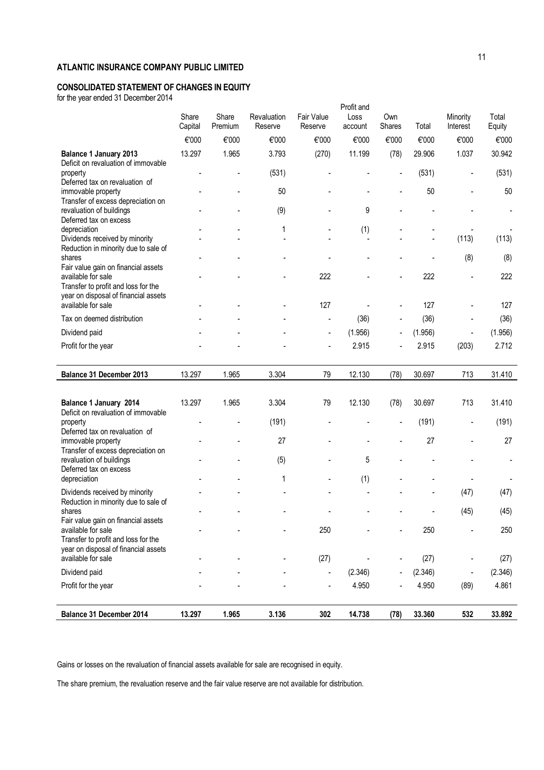## ATLANTIC INSURANCE COMPANY PUBLIC LIMITED

### CONSOLIDATED STATEMENT OF CHANGES IN EQUITY

for the year ended 31 December 2014

| | Share Capital | Share Premium | Revaluation Reserve | Fair Value Reserve | Profit and Loss account | Own Shares | Total | Minority Interest | Total Equity |
|---|---|---|---|---|---|---|---|---|---|
| | €'000 | €'000 | €'000 | €'000 | €'000 | €'000 | €'000 | €'000 | €'000 |
| **Balance 1 January 2013** | 13.297 | 1.965 | 3.793 | (270) | 11.199 | (78) | 29.906 | 1.037 | 30.942 |
| Deficit on revaluation of immovable property | - | - | (531) | - | - | - | (531) | - | (531) |
| Deferred tax on revaluation of immovable property | - | - | 50 | - | - | - | 50 | - | 50 |
| Transfer of excess depreciation on revaluation of buildings | - | - | (9) | - | 9 | - | - | - | - |
| Deferred tax on excess depreciation | - | - | 1 | - | (1) | - | - | - | - |
| Dividends received by minority | - | - | - | - | - | - | - | (113) | (113) |
| Reduction in minority due to sale of shares | - | - | - | - | - | - | - | (8) | (8) |
| Fair value gain on financial assets available for sale | - | - | - | 222 | - | - | 222 | - | 222 |
| Transfer to profit and loss for the year on disposal of financial assets available for sale | - | - | - | 127 | - | - | 127 | - | 127 |
| Tax on deemed distribution | - | - | - | - | (36) | - | (36) | - | (36) |
| Dividend paid | - | - | - | - | (1.956) | - | (1.956) | - | (1.956) |
| Profit for the year | - | - | - | - | 2.915 | - | 2.915 | (203) | 2.712 |
| **Balance 31 December 2013** | 13.297 | 1.965 | 3.304 | 79 | 12.130 | (78) | 30.697 | 713 | 31.410 |
| | | | | | | | | | |
| **Balance 1 January 2014** | 13.297 | 1.965 | 3.304 | 79 | 12.130 | (78) | 30.697 | 713 | 31.410 |
| Deficit on revaluation of immovable property | - | - | (191) | - | - | - | (191) | - | (191) |
| Deferred tax on revaluation of immovable property | - | - | 27 | - | - | - | 27 | - | 27 |
| Transfer of excess depreciation on revaluation of buildings | - | - | (5) | - | 5 | - | - | - | - |
| Deferred tax on excess depreciation | - | - | 1 | - | (1) | - | - | - | - |
| Dividends received by minority | - | - | - | - | - | - | - | (47) | (47) |
| Reduction in minority due to sale of shares | - | - | - | - | - | - | - | (45) | (45) |
| Fair value gain on financial assets available for sale | - | - | - | 250 | - | - | 250 | - | 250 |
| Transfer to profit and loss for the year on disposal of financial assets available for sale | - | - | - | (27) | - | - | (27) | - | (27) |
| Dividend paid | - | - | - | - | (2.346) | - | (2.346) | - | (2.346) |
| Profit for the year | - | - | - | - | 4.950 | - | 4.950 | (89) | 4.861 |
| **Balance 31 December 2014** | **13.297** | **1.965** | **3.136** | **302** | **14.738** | **(78)** | **33.360** | **532** | **33.892** |

Gains or losses on the revaluation of financial assets available for sale are recognised in equity.

The share premium, the revaluation reserve and the fair value reserve are not available for distribution.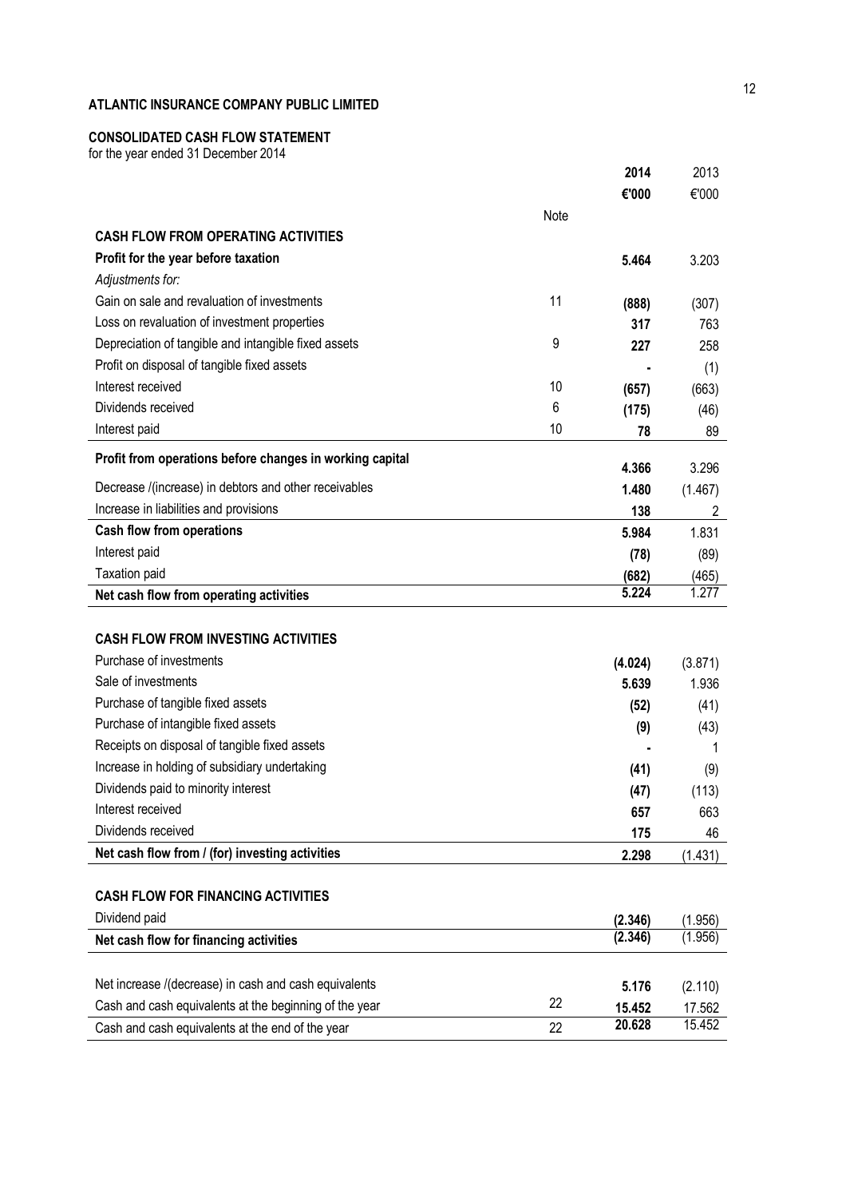**ATLANTIC INSURANCE COMPANY PUBLIC LIMITED**

**CONSOLIDATED CASH FLOW STATEMENT**

for the year ended 31 December 2014

| | Note | **2014** | 2013 |
|---|---|---|---|
| | | **€'000** | €'000 |
| **CASH FLOW FROM OPERATING ACTIVITIES** | | | |
| **Profit for the year before taxation** | | **5.464** | 3.203 |
| *Adjustments for:* | | | |
| Gain on sale and revaluation of investments | 11 | **(888)** | (307) |
| Loss on revaluation of investment properties | | **317** | 763 |
| Depreciation of tangible and intangible fixed assets | 9 | **227** | 258 |
| Profit on disposal of tangible fixed assets | | **-** | (1) |
| Interest received | 10 | **(657)** | (663) |
| Dividends received | 6 | **(175)** | (46) |
| Interest paid | 10 | **78** | 89 |
| **Profit from operations before changes in working capital** | | **4.366** | 3.296 |
| Decrease /(increase) in debtors and other receivables | | **1.480** | (1.467) |
| Increase in liabilities and provisions | | **138** | 2 |
| **Cash flow from operations** | | **5.984** | 1.831 |
| Interest paid | | **(78)** | (89) |
| Taxation paid | | **(682)** | (465) |
| **Net cash flow from operating activities** | | **5.224** | 1.277 |
| | | | |
| **CASH FLOW FROM INVESTING ACTIVITIES** | | | |
| Purchase of investments | | **(4.024)** | (3.871) |
| Sale of investments | | **5.639** | 1.936 |
| Purchase of tangible fixed assets | | **(52)** | (41) |
| Purchase of intangible fixed assets | | **(9)** | (43) |
| Receipts on disposal of tangible fixed assets | | **-** | 1 |
| Increase in holding of subsidiary undertaking | | **(41)** | (9) |
| Dividends paid to minority interest | | **(47)** | (113) |
| Interest received | | **657** | 663 |
| Dividends received | | **175** | 46 |
| **Net cash flow from / (for) investing activities** | | **2.298** | (1.431) |
| | | | |
| **CASH FLOW FOR FINANCING ACTIVITIES** | | | |
| Dividend paid | | **(2.346)** | (1.956) |
| **Net cash flow for financing activities** | | **(2.346)** | (1.956) |
| | | | |
| Net increase /(decrease) in cash and cash equivalents | | **5.176** | (2.110) |
| Cash and cash equivalents at the beginning of the year | 22 | **15.452** | 17.562 |
| Cash and cash equivalents at the end of the year | 22 | **20.628** | 15.452 |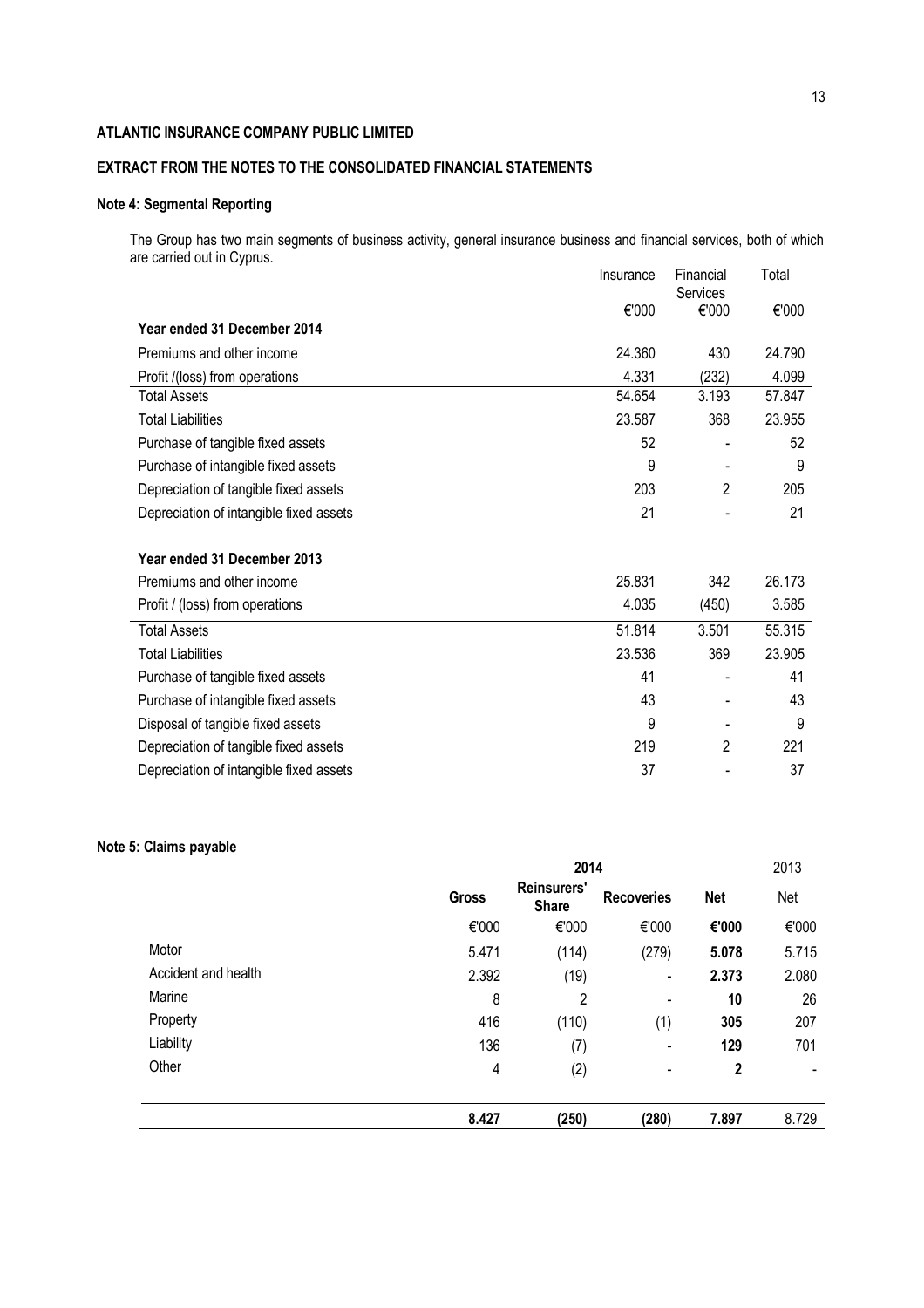**ATLANTIC INSURANCE COMPANY PUBLIC LIMITED**

**EXTRACT FROM THE NOTES TO THE CONSOLIDATED FINANCIAL STATEMENTS**

**Note 4: Segmental Reporting**

The Group has two main segments of business activity, general insurance business and financial services, both of which are carried out in Cyprus.

| | Insurance | Financial Services | Total |
|---|---|---|---|
| | €'000 | €'000 | €'000 |
| **Year ended 31 December 2014** | | | |
| Premiums and other income | 24.360 | 430 | 24.790 |
| Profit /(loss) from operations | 4.331 | (232) | 4.099 |
| Total Assets | 54.654 | 3.193 | 57.847 |
| Total Liabilities | 23.587 | 368 | 23.955 |
| Purchase of tangible fixed assets | 52 | - | 52 |
| Purchase of intangible fixed assets | 9 | - | 9 |
| Depreciation of tangible fixed assets | 203 | 2 | 205 |
| Depreciation of intangible fixed assets | 21 | - | 21 |
| | | | |
| **Year ended 31 December 2013** | | | |
| Premiums and other income | 25.831 | 342 | 26.173 |
| Profit / (loss) from operations | 4.035 | (450) | 3.585 |
| Total Assets | 51.814 | 3.501 | 55.315 |
| Total Liabilities | 23.536 | 369 | 23.905 |
| Purchase of tangible fixed assets | 41 | - | 41 |
| Purchase of intangible fixed assets | 43 | - | 43 |
| Disposal of tangible fixed assets | 9 | - | 9 |
| Depreciation of tangible fixed assets | 219 | 2 | 221 |
| Depreciation of intangible fixed assets | 37 | - | 37 |

**Note 5: Claims payable**

| | 2014 | | | | 2013 |
|---|---|---|---|---|---|
| | **Gross** | **Reinsurers' Share** | **Recoveries** | **Net** | Net |
| | €'000 | €'000 | €'000 | **€'000** | €'000 |
| Motor | 5.471 | (114) | (279) | **5.078** | 5.715 |
| Accident and health | 2.392 | (19) | - | **2.373** | 2.080 |
| Marine | 8 | 2 | - | **10** | 26 |
| Property | 416 | (110) | (1) | **305** | 207 |
| Liability | 136 | (7) | - | **129** | 701 |
| Other | 4 | (2) | - | **2** | - |
| | **8.427** | **(250)** | **(280)** | **7.897** | 8.729 |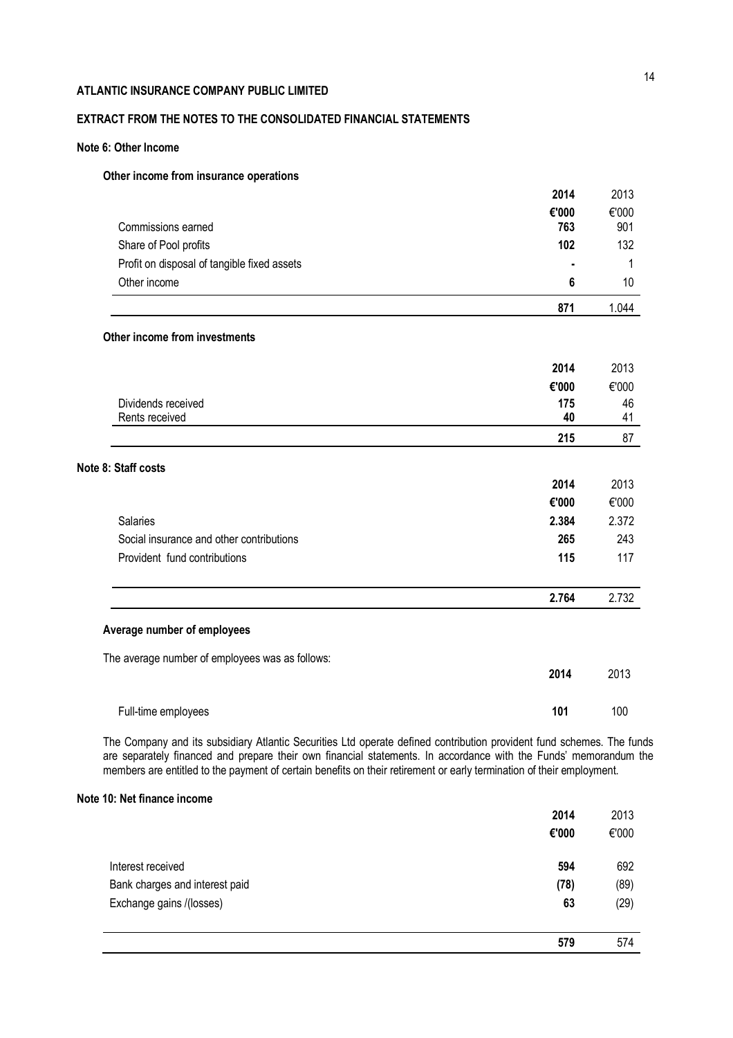**ATLANTIC INSURANCE COMPANY PUBLIC LIMITED**

**EXTRACT FROM THE NOTES TO THE CONSOLIDATED FINANCIAL STATEMENTS**

**Note 6: Other Income**

**Other income from insurance operations**

| | **2014** | 2013 |
|---|---|---|
| | **€'000** | €'000 |
| Commissions earned | **763** | 901 |
| Share of Pool profits | **102** | 132 |
| Profit on disposal of tangible fixed assets | **-** | 1 |
| Other income | **6** | 10 |
| | **871** | 1.044 |

**Other income from investments**

| | **2014** | 2013 |
|---|---|---|
| | **€'000** | €'000 |
| Dividends received | **175** | 46 |
| Rents received | **40** | 41 |
| | **215** | 87 |

**Note 8: Staff costs**

| | **2014** | 2013 |
|---|---|---|
| | **€'000** | €'000 |
| Salaries | **2.384** | 2.372 |
| Social insurance and other contributions | **265** | 243 |
| Provident fund contributions | **115** | 117 |
| | **2.764** | 2.732 |

**Average number of employees**

The average number of employees was as follows:

| | **2014** | 2013 |
|---|---|---|
| Full-time employees | **101** | 100 |

The Company and its subsidiary Atlantic Securities Ltd operate defined contribution provident fund schemes. The funds are separately financed and prepare their own financial statements. In accordance with the Funds' memorandum the members are entitled to the payment of certain benefits on their retirement or early termination of their employment.

**Note 10: Net finance income**

| | **2014** | 2013 |
|---|---|---|
| | **€'000** | €'000 |
| Interest received | **594** | 692 |
| Bank charges and interest paid | **(78)** | (89) |
| Exchange gains /(losses) | **63** | (29) |
| | **579** | 574 |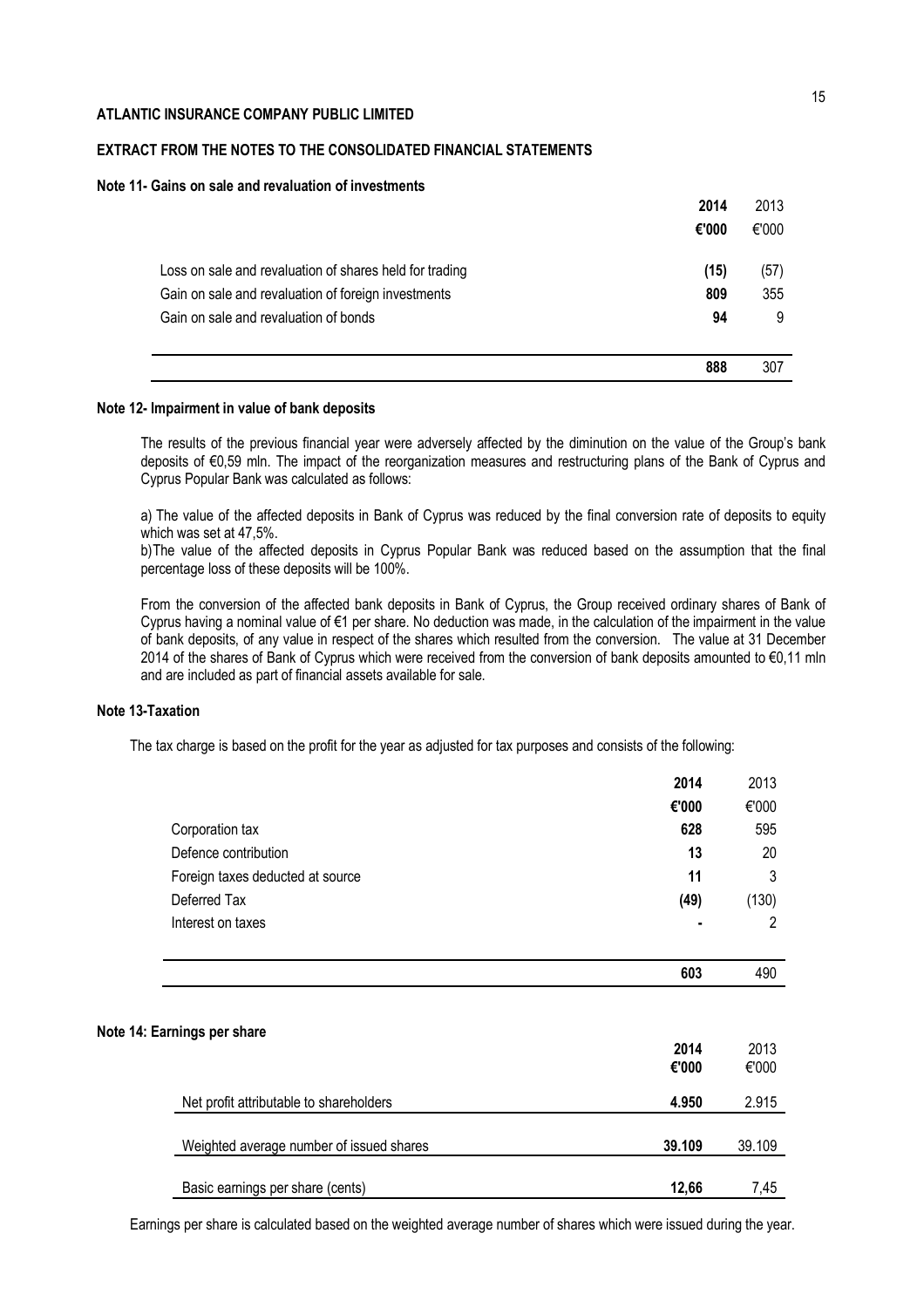**ATLANTIC INSURANCE COMPANY PUBLIC LIMITED**

**EXTRACT FROM THE NOTES TO THE CONSOLIDATED FINANCIAL STATEMENTS**

**Note 11- Gains on sale and revaluation of investments**

| | 2014 | 2013 |
|---|---|---|
| | €'000 | €'000 |
| Loss on sale and revaluation of shares held for trading | **(15)** | (57) |
| Gain on sale and revaluation of foreign investments | **809** | 355 |
| Gain on sale and revaluation of bonds | **94** | 9 |
| | **888** | 307 |

**Note 12- Impairment in value of bank deposits**

The results of the previous financial year were adversely affected by the diminution on the value of the Group's bank deposits of €0,59 mln. The impact of the reorganization measures and restructuring plans of the Bank of Cyprus and Cyprus Popular Bank was calculated as follows:

a) The value of the affected deposits in Bank of Cyprus was reduced by the final conversion rate of deposits to equity which was set at 47,5%.
b)The value of the affected deposits in Cyprus Popular Bank was reduced based on the assumption that the final percentage loss of these deposits will be 100%.

From the conversion of the affected bank deposits in Bank of Cyprus, the Group received ordinary shares of Bank of Cyprus having a nominal value of €1 per share. No deduction was made, in the calculation of the impairment in the value of bank deposits, of any value in respect of the shares which resulted from the conversion. The value at 31 December 2014 of the shares of Bank of Cyprus which were received from the conversion of bank deposits amounted to €0,11 mln and are included as part of financial assets available for sale.

**Note 13-Taxation**

The tax charge is based on the profit for the year as adjusted for tax purposes and consists of the following:

| | 2014 | 2013 |
|---|---|---|
| | €'000 | €'000 |
| Corporation tax | **628** | 595 |
| Defence contribution | **13** | 20 |
| Foreign taxes deducted at source | **11** | 3 |
| Deferred Tax | **(49)** | (130) |
| Interest on taxes | **-** | 2 |
| | **603** | 490 |

**Note 14: Earnings per share**

| | 2014 | 2013 |
|---|---|---|
| | €'000 | €'000 |
| Net profit attributable to shareholders | **4.950** | 2.915 |
| Weighted average number of issued shares | **39.109** | 39.109 |
| Basic earnings per share (cents) | **12,66** | 7,45 |

Earnings per share is calculated based on the weighted average number of shares which were issued during the year.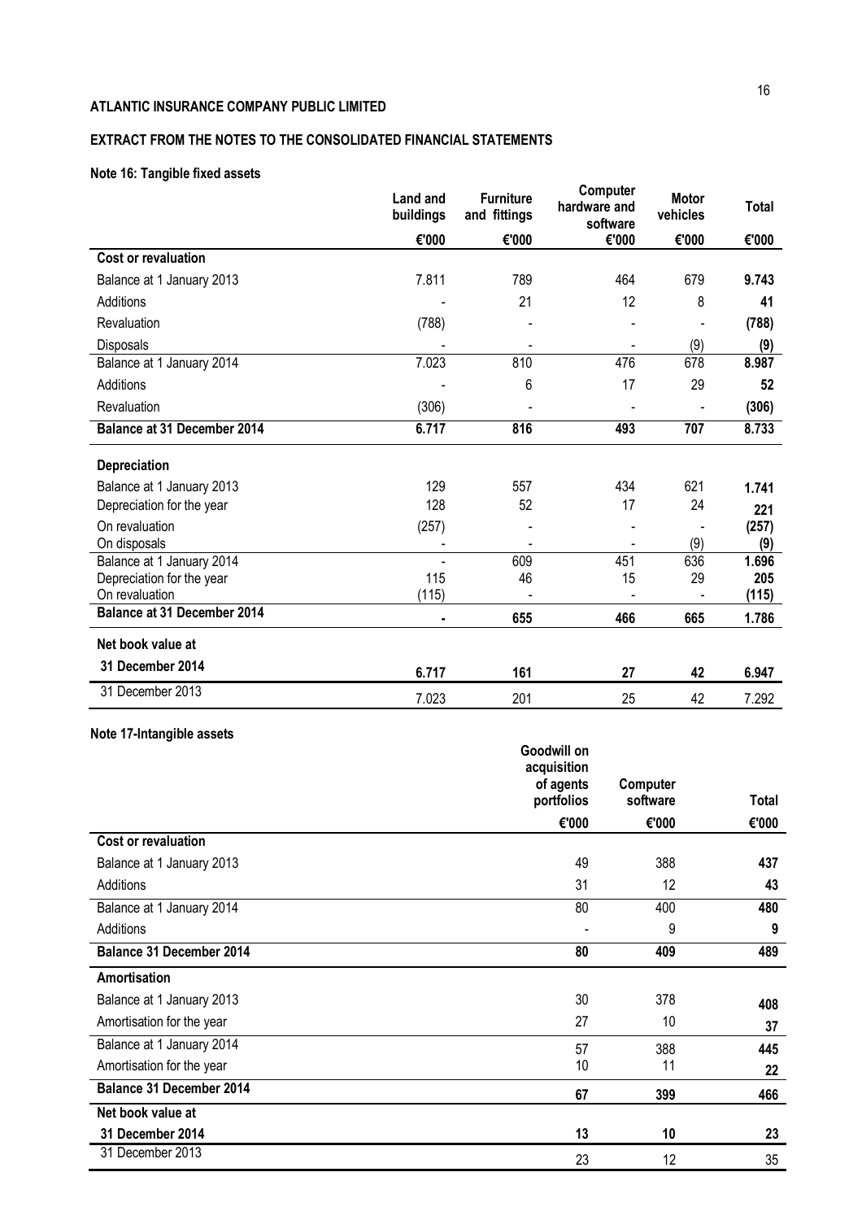**ATLANTIC INSURANCE COMPANY PUBLIC LIMITED**

**EXTRACT FROM THE NOTES TO THE CONSOLIDATED FINANCIAL STATEMENTS**

**Note 16: Tangible fixed assets**

| | Land and buildings | Furniture and fittings | Computer hardware and software | Motor vehicles | Total |
|---|---|---|---|---|---|
| | €'000 | €'000 | €'000 | €'000 | €'000 |
| **Cost or revaluation** | | | | | |
| Balance at 1 January 2013 | 7.811 | 789 | 464 | 679 | **9.743** |
| Additions | - | 21 | 12 | 8 | **41** |
| Revaluation | (788) | - | - | - | **(788)** |
| Disposals | - | - | - | (9) | **(9)** |
| Balance at 1 January 2014 | 7.023 | 810 | 476 | 678 | **8.987** |
| Additions | - | 6 | 17 | 29 | **52** |
| Revaluation | (306) | - | - | - | **(306)** |
| **Balance at 31 December 2014** | **6.717** | **816** | **493** | **707** | **8.733** |
| **Depreciation** | | | | | |
| Balance at 1 January 2013 | 129 | 557 | 434 | 621 | **1.741** |
| Depreciation for the year | 128 | 52 | 17 | 24 | **221** |
| On revaluation | (257) | - | - | - | **(257)** |
| On disposals | - | - | - | (9) | **(9)** |
| Balance at 1 January 2014 | - | 609 | 451 | 636 | **1.696** |
| Depreciation for the year | 115 | 46 | 15 | 29 | **205** |
| On revaluation | (115) | - | - | - | **(115)** |
| **Balance at 31 December 2014** | **-** | **655** | **466** | **665** | **1.786** |
| **Net book value at** | | | | | |
| **31 December 2014** | **6.717** | **161** | **27** | **42** | **6.947** |
| 31 December 2013 | 7.023 | 201 | 25 | 42 | 7.292 |

**Note 17-Intangible assets**

| | Goodwill on acquisition of agents portfolios | Computer software | Total |
|---|---|---|---|
| | €'000 | €'000 | €'000 |
| **Cost or revaluation** | | | |
| Balance at 1 January 2013 | 49 | 388 | **437** |
| Additions | 31 | 12 | **43** |
| Balance at 1 January 2014 | 80 | 400 | **480** |
| Additions | - | 9 | **9** |
| **Balance 31 December 2014** | **80** | **409** | **489** |
| **Amortisation** | | | |
| Balance at 1 January 2013 | 30 | 378 | **408** |
| Amortisation for the year | 27 | 10 | **37** |
| Balance at 1 January 2014 | 57 | 388 | **445** |
| Amortisation for the year | 10 | 11 | **22** |
| **Balance 31 December 2014** | **67** | **399** | **466** |
| **Net book value at** | | | |
| **31 December 2014** | **13** | **10** | **23** |
| 31 December 2013 | 23 | 12 | 35 |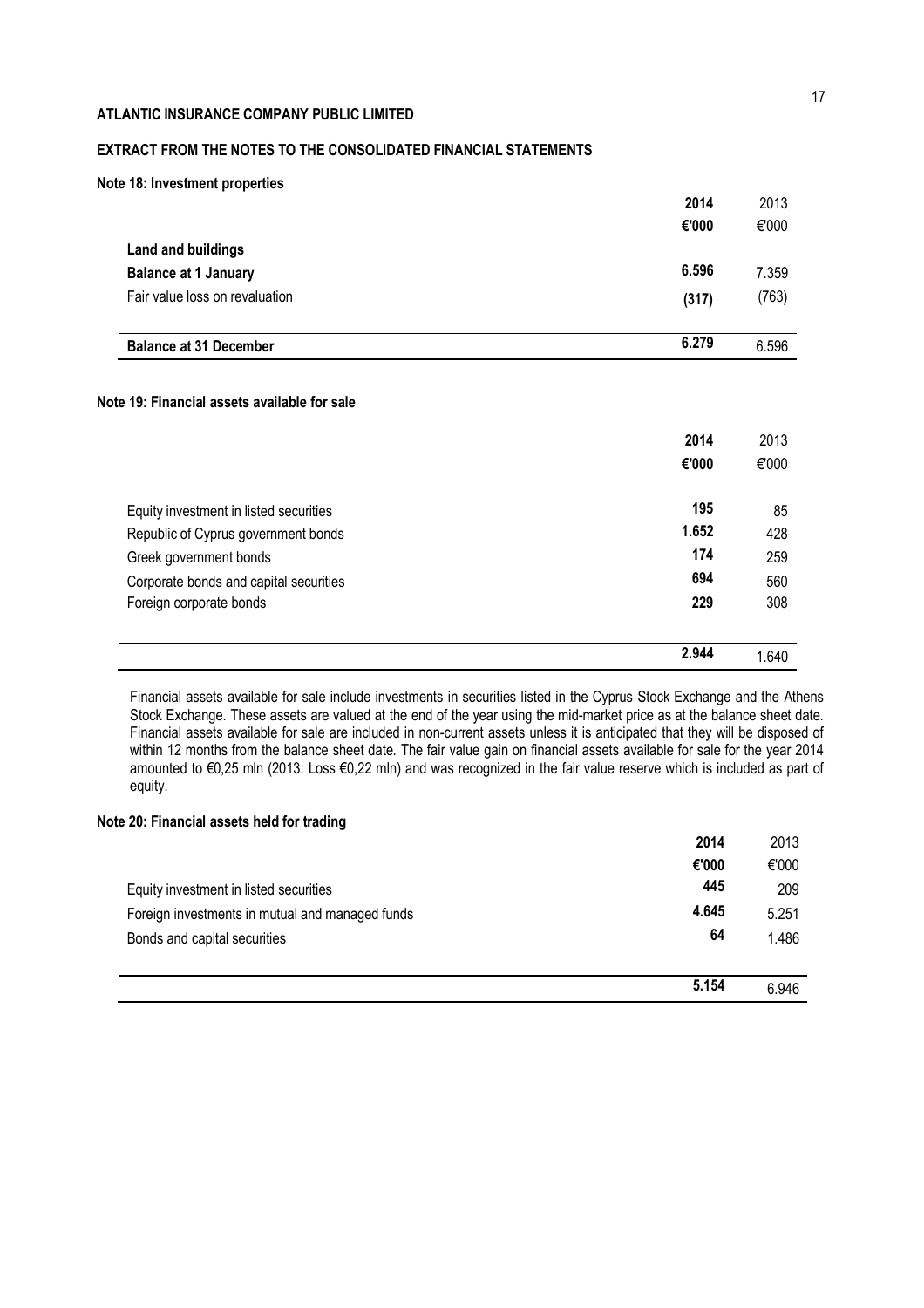**ATLANTIC INSURANCE COMPANY PUBLIC LIMITED**

**EXTRACT FROM THE NOTES TO THE CONSOLIDATED FINANCIAL STATEMENTS**

**Note 18: Investment properties**

| | **2014** | 2013 |
|---|---|---|
| | **€'000** | €'000 |
| **Land and buildings** | | |
| **Balance at 1 January** | **6.596** | 7.359 |
| Fair value loss on revaluation | **(317)** | (763) |
| **Balance at 31 December** | **6.279** | 6.596 |

**Note 19: Financial assets available for sale**

| | **2014** | 2013 |
|---|---|---|
| | **€'000** | €'000 |
| Equity investment in listed securities | **195** | 85 |
| Republic of Cyprus government bonds | **1.652** | 428 |
| Greek government bonds | **174** | 259 |
| Corporate bonds and capital securities | **694** | 560 |
| Foreign corporate bonds | **229** | 308 |
| | **2.944** | 1.640 |

Financial assets available for sale include investments in securities listed in the Cyprus Stock Exchange and the Athens Stock Exchange. These assets are valued at the end of the year using the mid-market price as at the balance sheet date. Financial assets available for sale are included in non-current assets unless it is anticipated that they will be disposed of within 12 months from the balance sheet date. The fair value gain on financial assets available for sale for the year 2014 amounted to €0,25 mln (2013: Loss €0,22 mln) and was recognized in the fair value reserve which is included as part of equity.

**Note 20: Financial assets held for trading**

| | **2014** | 2013 |
|---|---|---|
| | **€'000** | €'000 |
| Equity investment in listed securities | **445** | 209 |
| Foreign investments in mutual and managed funds | **4.645** | 5.251 |
| Bonds and capital securities | **64** | 1.486 |
| | **5.154** | 6.946 |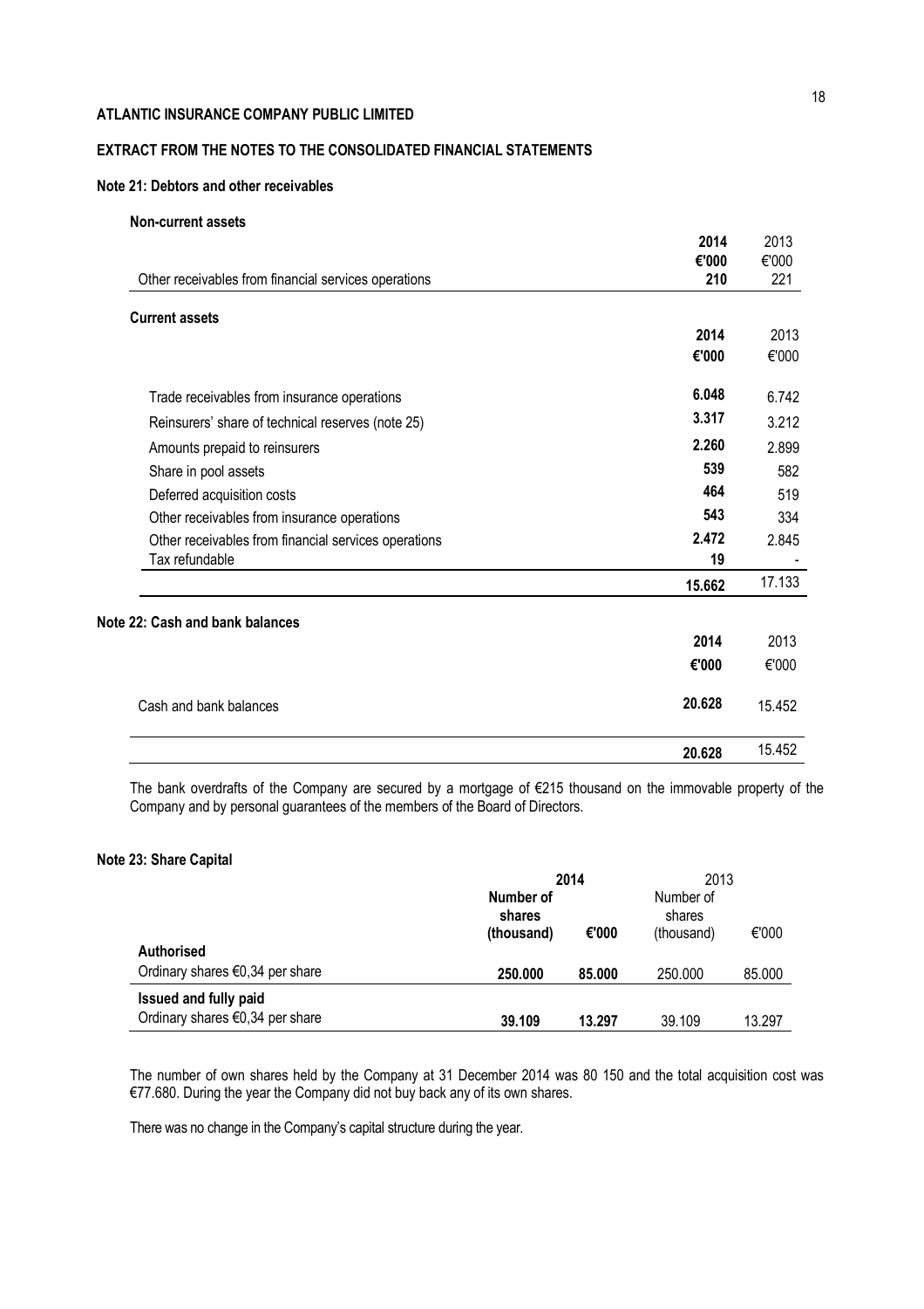**ATLANTIC INSURANCE COMPANY PUBLIC LIMITED**

**EXTRACT FROM THE NOTES TO THE CONSOLIDATED FINANCIAL STATEMENTS**

**Note 21: Debtors and other receivables**

**Non-current assets**

| | **2014** | 2013 |
|---|---|---|
| | **€'000** | €'000 |
| Other receivables from financial services operations | **210** | 221 |

**Current assets**

| | **2014** | 2013 |
|---|---|---|
| | **€'000** | €'000 |
| Trade receivables from insurance operations | **6.048** | 6.742 |
| Reinsurers' share of technical reserves (note 25) | **3.317** | 3.212 |
| Amounts prepaid to reinsurers | **2.260** | 2.899 |
| Share in pool assets | **539** | 582 |
| Deferred acquisition costs | **464** | 519 |
| Other receivables from insurance operations | **543** | 334 |
| Other receivables from financial services operations | **2.472** | 2.845 |
| Tax refundable | **19** | - |
| | **15.662** | 17.133 |

**Note 22: Cash and bank balances**

| | **2014** | 2013 |
|---|---|---|
| | **€'000** | €'000 |
| Cash and bank balances | **20.628** | 15.452 |
| | **20.628** | 15.452 |

The bank overdrafts of the Company are secured by a mortgage of €215 thousand on the immovable property of the Company and by personal guarantees of the members of the Board of Directors.

**Note 23: Share Capital**

| | **2014** | | 2013 | |
|---|---|---|---|---|
| | **Number of shares (thousand)** | **€'000** | Number of shares (thousand) | €'000 |
| **Authorised** | | | | |
| Ordinary shares €0,34 per share | **250.000** | **85.000** | 250.000 | 85.000 |
| **Issued and fully paid** | | | | |
| Ordinary shares €0,34 per share | **39.109** | **13.297** | 39.109 | 13.297 |

The number of own shares held by the Company at 31 December 2014 was 80 150 and the total acquisition cost was €77.680. During the year the Company did not buy back any of its own shares.

There was no change in the Company's capital structure during the year.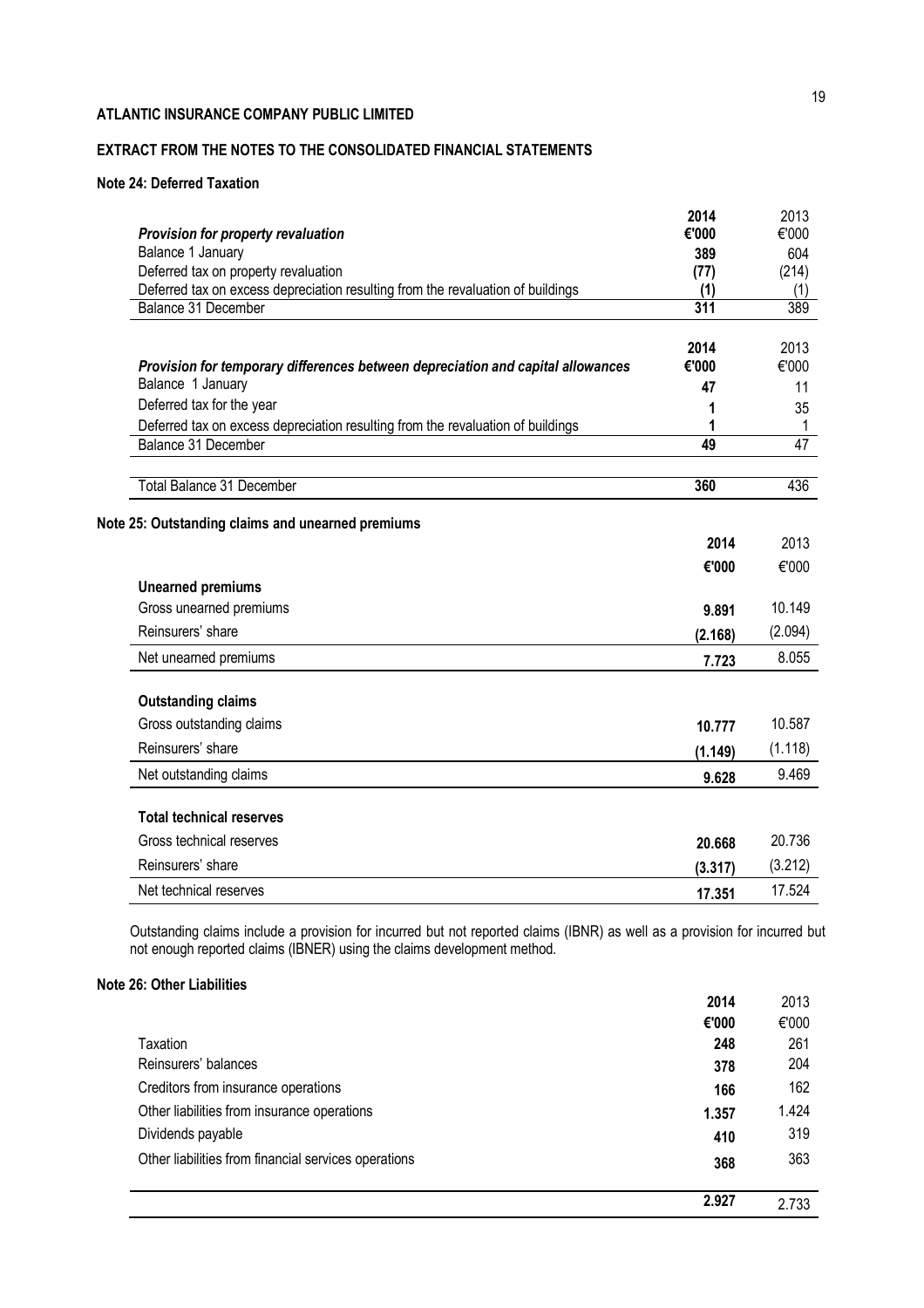**ATLANTIC INSURANCE COMPANY PUBLIC LIMITED**

**EXTRACT FROM THE NOTES TO THE CONSOLIDATED FINANCIAL STATEMENTS**

**Note 24: Deferred Taxation**

| ***Provision for property revaluation*** | **2014 €'000** | 2013 €'000 |
|---|---|---|
| Balance 1 January | **389** | 604 |
| Deferred tax on property revaluation | **(77)** | (214) |
| Deferred tax on excess depreciation resulting from the revaluation of buildings | **(1)** | (1) |
| Balance 31 December | **311** | 389 |

| ***Provision for temporary differences between depreciation and capital allowances*** | **2014 €'000** | 2013 €'000 |
|---|---|---|
| Balance 1 January | **47** | 11 |
| Deferred tax for the year | **1** | 35 |
| Deferred tax on excess depreciation resulting from the revaluation of buildings | **1** | 1 |
| Balance 31 December | **49** | 47 |
| | | |
| Total Balance 31 December | **360** | 436 |

**Note 25: Outstanding claims and unearned premiums**

| | **2014** | 2013 |
|---|---|---|
| | **€'000** | €'000 |
| **Unearned premiums** | | |
| Gross unearned premiums | **9.891** | 10.149 |
| Reinsurers' share | **(2.168)** | (2.094) |
| Net unearned premiums | **7.723** | 8.055 |
| **Outstanding claims** | | |
| Gross outstanding claims | **10.777** | 10.587 |
| Reinsurers' share | **(1.149)** | (1.118) |
| Net outstanding claims | **9.628** | 9.469 |
| **Total technical reserves** | | |
| Gross technical reserves | **20.668** | 20.736 |
| Reinsurers' share | **(3.317)** | (3.212) |
| Net technical reserves | **17.351** | 17.524 |

Outstanding claims include a provision for incurred but not reported claims (IBNR) as well as a provision for incurred but not enough reported claims (IBNER) using the claims development method.

**Note 26: Other Liabilities**

| | **2014** | 2013 |
|---|---|---|
| | **€'000** | €'000 |
| Taxation | **248** | 261 |
| Reinsurers' balances | **378** | 204 |
| Creditors from insurance operations | **166** | 162 |
| Other liabilities from insurance operations | **1.357** | 1.424 |
| Dividends payable | **410** | 319 |
| Other liabilities from financial services operations | **368** | 363 |
| | **2.927** | 2.733 |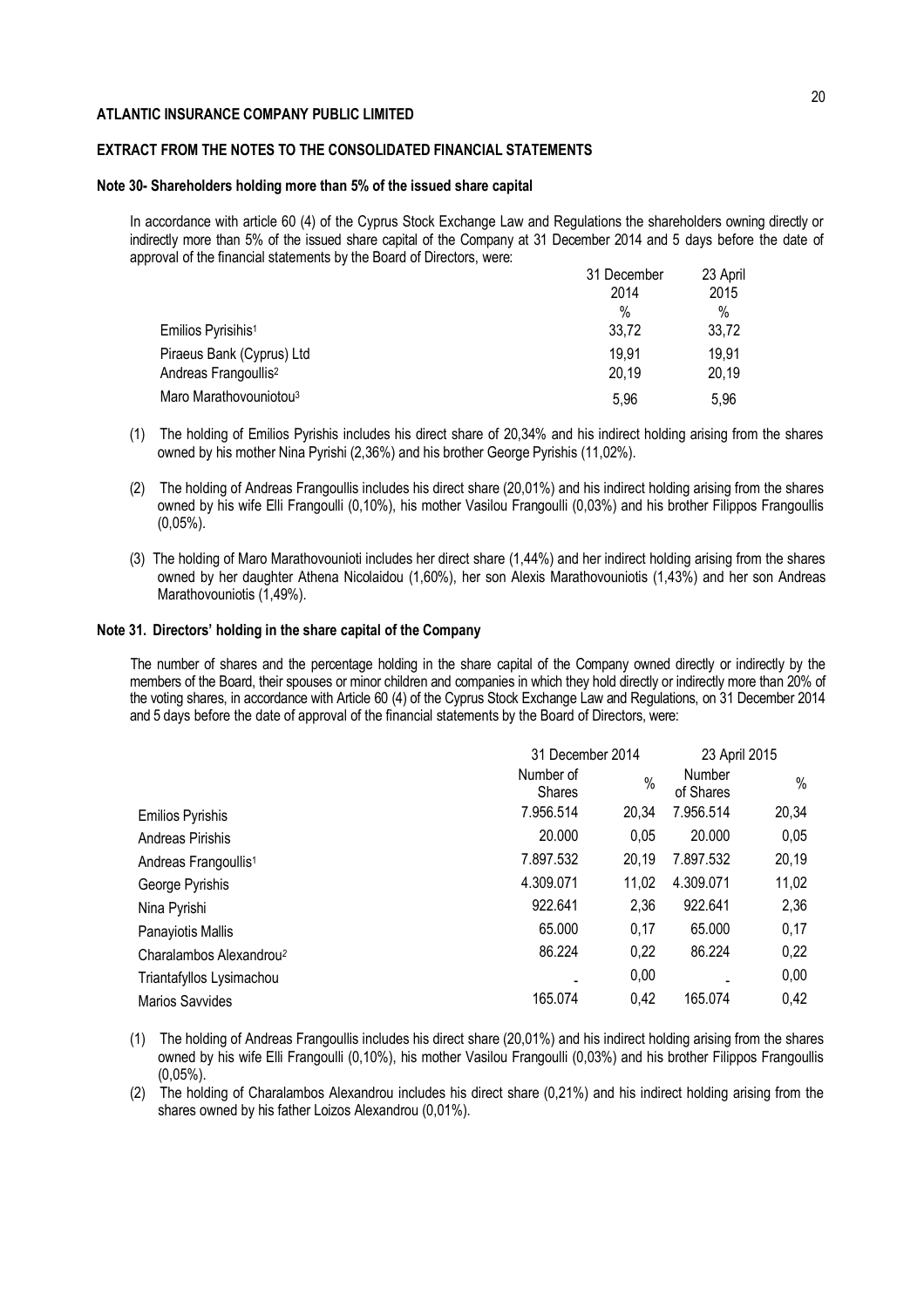**ATLANTIC INSURANCE COMPANY PUBLIC LIMITED**

**EXTRACT FROM THE NOTES TO THE CONSOLIDATED FINANCIAL STATEMENTS**

**Note 30- Shareholders holding more than 5% of the issued share capital**

In accordance with article 60 (4) of the Cyprus Stock Exchange Law and Regulations the shareholders owning directly or indirectly more than 5% of the issued share capital of the Company at 31 December 2014 and 5 days before the date of approval of the financial statements by the Board of Directors, were:

| | 31 December 2014 | 23 April 2015 |
|---|---|---|
| | % | % |
| Emilios Pyrisihis[1] | 33,72 | 33,72 |
| Piraeus Bank (Cyprus) Ltd | 19,91 | 19,91 |
| Andreas Frangoullis[2] | 20,19 | 20,19 |
| Maro Marathovouniotou[3] | 5,96 | 5,96 |

(1) The holding of Emilios Pyrishis includes his direct share of 20,34% and his indirect holding arising from the shares owned by his mother Nina Pyrishi (2,36%) and his brother George Pyrishis (11,02%).

(2) The holding of Andreas Frangoullis includes his direct share (20,01%) and his indirect holding arising from the shares owned by his wife Elli Frangoulli (0,10%), his mother Vasilou Frangoulli (0,03%) and his brother Filippos Frangoullis (0,05%).

(3) The holding of Maro Marathovounioti includes her direct share (1,44%) and her indirect holding arising from the shares owned by her daughter Athena Nicolaidou (1,60%), her son Alexis Marathovouniotis (1,43%) and her son Andreas Marathovouniotis (1,49%).

**Note 31. Directors' holding in the share capital of the Company**

The number of shares and the percentage holding in the share capital of the Company owned directly or indirectly by the members of the Board, their spouses or minor children and companies in which they hold directly or indirectly more than 20% of the voting shares, in accordance with Article 60 (4) of the Cyprus Stock Exchange Law and Regulations, on 31 December 2014 and 5 days before the date of approval of the financial statements by the Board of Directors, were:

| | 31 December 2014 | | 23 April 2015 | |
|---|---|---|---|---|
| | Number of Shares | % | Number of Shares | % |
| Emilios Pyrishis | 7.956.514 | 20,34 | 7.956.514 | 20,34 |
| Andreas Pirishis | 20.000 | 0,05 | 20.000 | 0,05 |
| Andreas Frangoullis[1] | 7.897.532 | 20,19 | 7.897.532 | 20,19 |
| George Pyrishis | 4.309.071 | 11,02 | 4.309.071 | 11,02 |
| Nina Pyrishi | 922.641 | 2,36 | 922.641 | 2,36 |
| Panayiotis Mallis | 65.000 | 0,17 | 65.000 | 0,17 |
| Charalambos Alexandrou[2] | 86.224 | 0,22 | 86.224 | 0,22 |
| Triantafyllos Lysimachou | - | 0,00 | - | 0,00 |
| Marios Savvides | 165.074 | 0,42 | 165.074 | 0,42 |

(1) The holding of Andreas Frangoullis includes his direct share (20,01%) and his indirect holding arising from the shares owned by his wife Elli Frangoulli (0,10%), his mother Vasilou Frangoulli (0,03%) and his brother Filippos Frangoullis (0,05%).

(2) The holding of Charalambos Alexandrou includes his direct share (0,21%) and his indirect holding arising from the shares owned by his father Loizos Alexandrou (0,01%).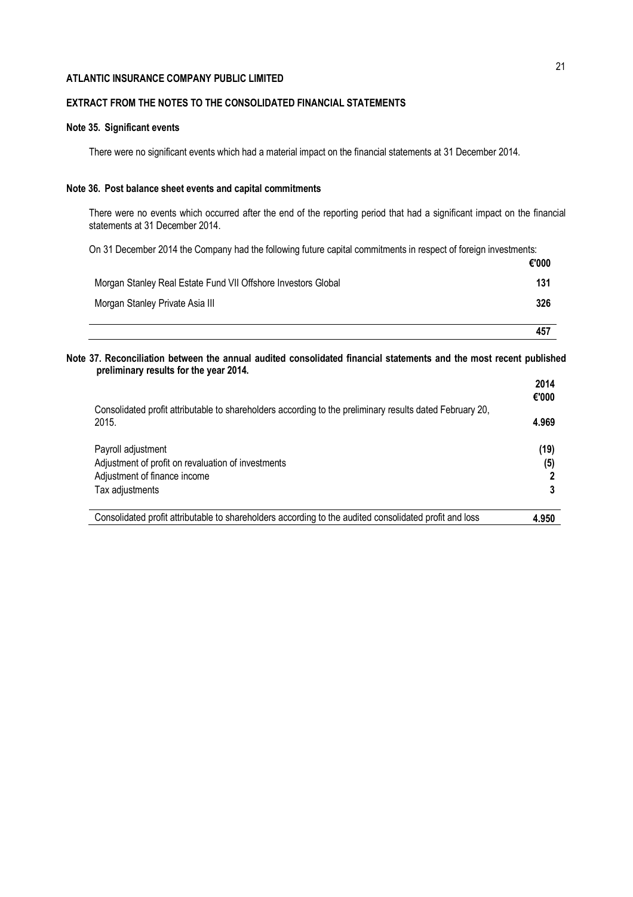**ATLANTIC INSURANCE COMPANY PUBLIC LIMITED**

**EXTRACT FROM THE NOTES TO THE CONSOLIDATED FINANCIAL STATEMENTS**

**Note 35. Significant events**

There were no significant events which had a material impact on the financial statements at 31 December 2014.

**Note 36. Post balance sheet events and capital commitments**

There were no events which occurred after the end of the reporting period that had a significant impact on the financial statements at 31 December 2014.

On 31 December 2014 the Company had the following future capital commitments in respect of foreign investments:

| | €'000 |
|---|---|
| Morgan Stanley Real Estate Fund VII Offshore Investors Global | **131** |
| Morgan Stanley Private Asia III | **326** |
| | **457** |

**Note 37. Reconciliation between the annual audited consolidated financial statements and the most recent published preliminary results for the year 2014.**

| | 2014<br>€'000 |
|---|---|
| Consolidated profit attributable to shareholders according to the preliminary results dated February 20, 2015. | **4.969** |
| Payroll adjustment | **(19)** |
| Adjustment of profit on revaluation of investments | **(5)** |
| Adjustment of finance income | **2** |
| Tax adjustments | **3** |
| Consolidated profit attributable to shareholders according to the audited consolidated profit and loss | **4.950** |